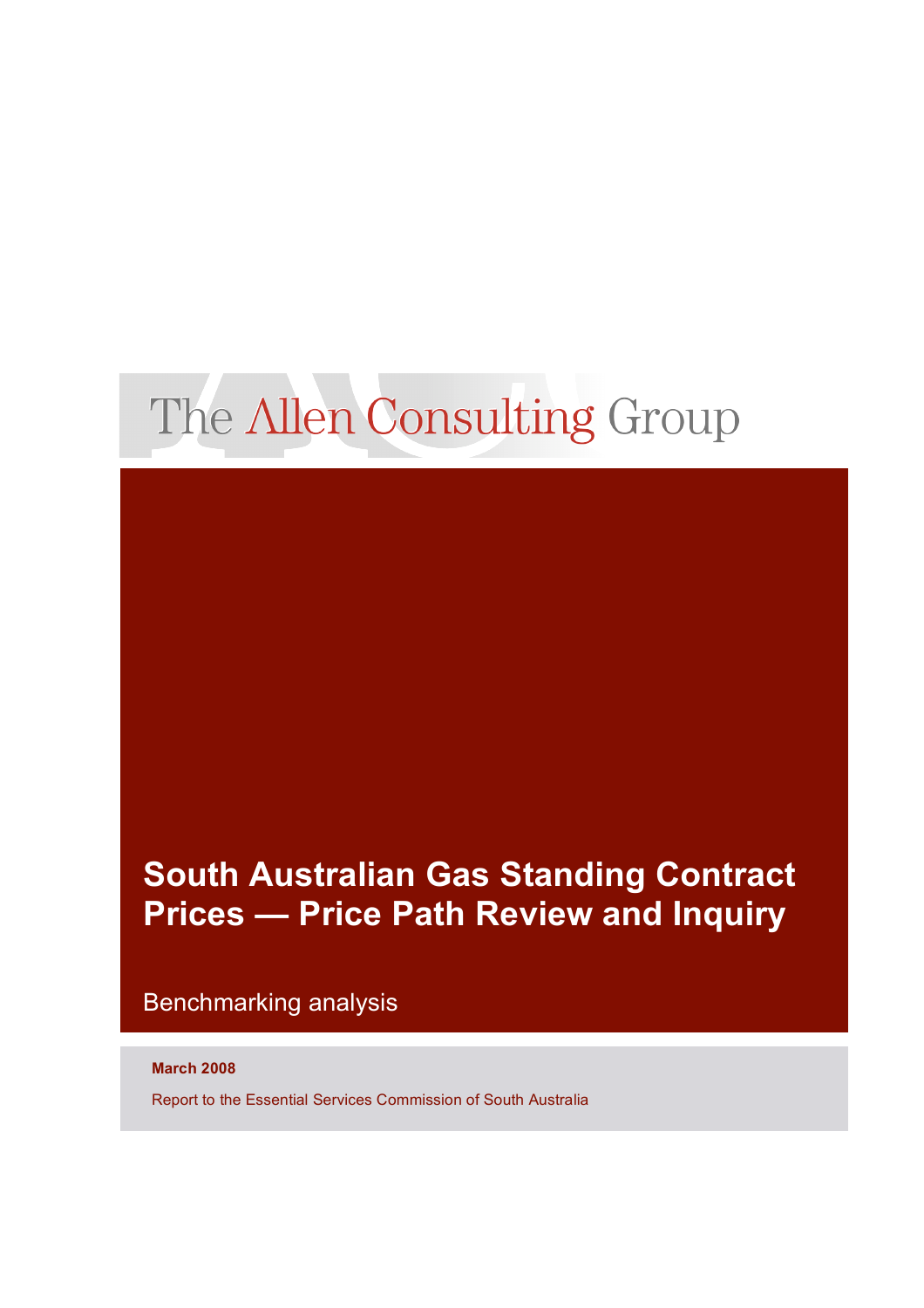The Allen Consulting Group

# South Australian Gas Standing Contract Prices — Price Path Review and Inquiry

## Benchmarking analysis

**March 2008**

Report to the Essential Services Commission of South Australia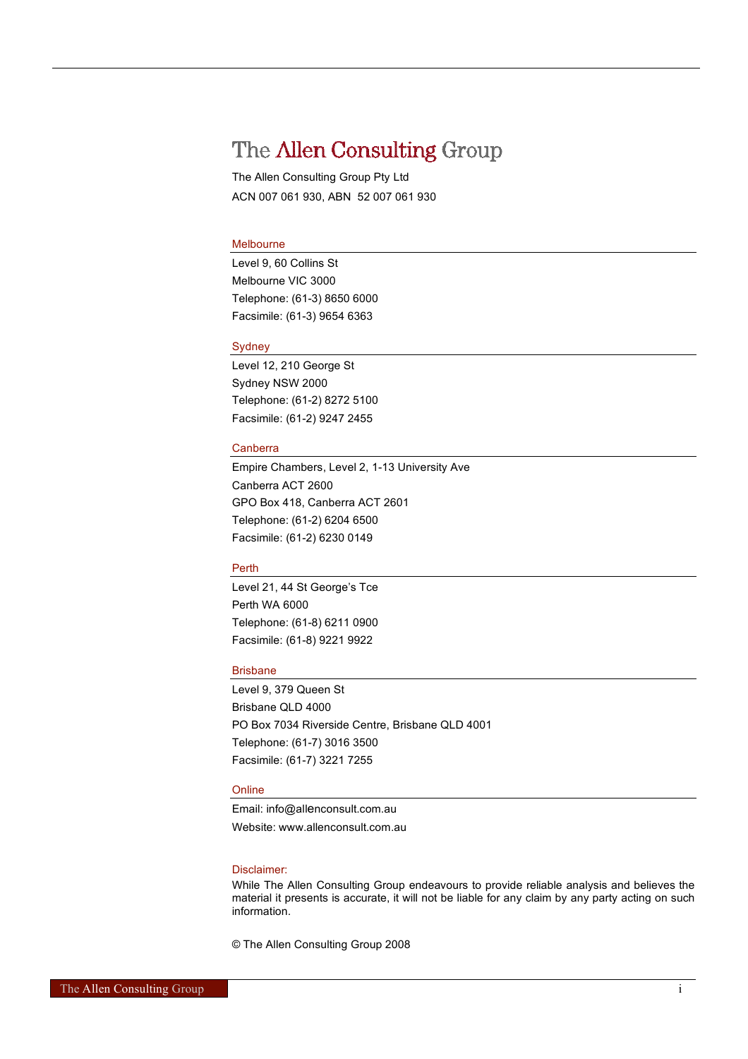# The Allen Consulting Group

The Allen Consulting Group Pty Ltd

ACN 007 061 930, ABN  52 007 061 930

## Melbourne

Level 9, 60 Collins St

Melbourne VIC 3000

Telephone: (61-3) 8650 6000

Facsimile: (61-3) 9654 6363

## Sydney

Level 12, 210 George St

Sydney NSW 2000

Telephone: (61-2) 8272 5100

Facsimile: (61-2) 9247 2455

## Canberra

Empire Chambers, Level 2, 1-13 University Ave

Canberra ACT 2600

GPO Box 418, Canberra ACT 2601

Telephone: (61-2) 6204 6500

Facsimile: (61-2) 6230 0149

## Perth

Level 21, 44 St George's Tce

Perth WA 6000

Telephone: (61-8) 6211 0900

Facsimile: (61-8) 9221 9922

## Brisbane

Level 9, 379 Queen St

Brisbane QLD 4000

PO Box 7034 Riverside Centre, Brisbane QLD 4001

Telephone: (61-7) 3016 3500

Facsimile: (61-7) 3221 7255

## Online

Email: info@allenconsult.com.au

Website: www.allenconsult.com.au

Disclaimer:

While The Allen Consulting Group endeavours to provide reliable analysis and believes the material it presents is accurate, it will not be liable for any claim by any party acting on such information.

© The Allen Consulting Group 2008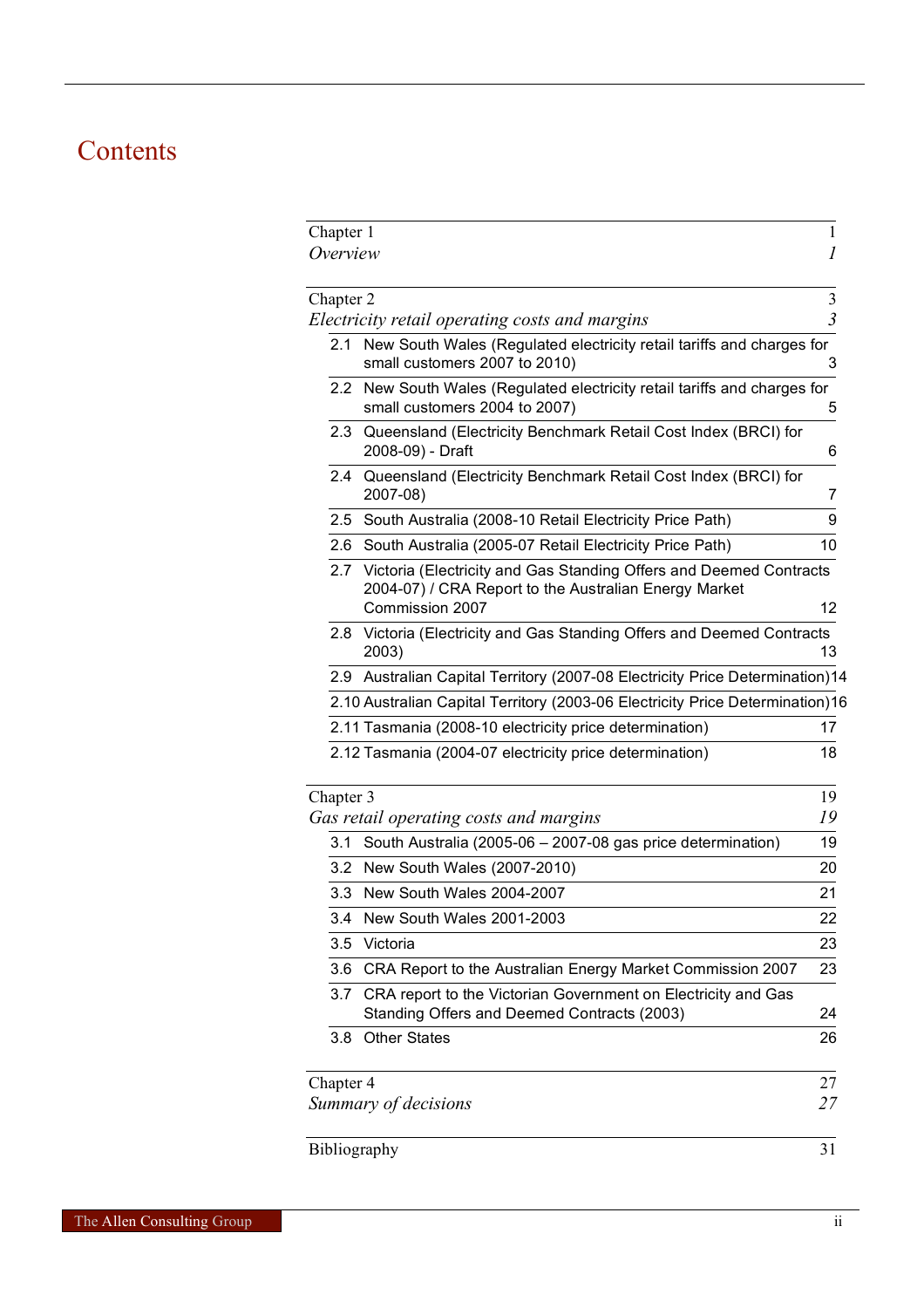# Contents

| | |
|---|---|
| Chapter 1 | 1 |
| *Overview* | *1* |
| Chapter 2 | 3 |
| *Electricity retail operating costs and margins* | *3* |
| 2.1 New South Wales (Regulated electricity retail tariffs and charges for small customers 2007 to 2010) | 3 |
| 2.2 New South Wales (Regulated electricity retail tariffs and charges for small customers 2004 to 2007) | 5 |
| 2.3 Queensland (Electricity Benchmark Retail Cost Index (BRCI) for 2008-09) - Draft | 6 |
| 2.4 Queensland (Electricity Benchmark Retail Cost Index (BRCI) for 2007-08) | 7 |
| 2.5 South Australia (2008-10 Retail Electricity Price Path) | 9 |
| 2.6 South Australia (2005-07 Retail Electricity Price Path) | 10 |
| 2.7 Victoria (Electricity and Gas Standing Offers and Deemed Contracts 2004-07) / CRA Report to the Australian Energy Market Commission 2007 | 12 |
| 2.8 Victoria (Electricity and Gas Standing Offers and Deemed Contracts 2003) | 13 |
| 2.9 Australian Capital Territory (2007-08 Electricity Price Determination) | 14 |
| 2.10 Australian Capital Territory (2003-06 Electricity Price Determination) | 16 |
| 2.11 Tasmania (2008-10 electricity price determination) | 17 |
| 2.12 Tasmania (2004-07 electricity price determination) | 18 |
| Chapter 3 | 19 |
| *Gas retail operating costs and margins* | *19* |
| 3.1 South Australia (2005-06 – 2007-08 gas price determination) | 19 |
| 3.2 New South Wales (2007-2010) | 20 |
| 3.3 New South Wales 2004-2007 | 21 |
| 3.4 New South Wales 2001-2003 | 22 |
| 3.5 Victoria | 23 |
| 3.6 CRA Report to the Australian Energy Market Commission 2007 | 23 |
| 3.7 CRA report to the Victorian Government on Electricity and Gas Standing Offers and Deemed Contracts (2003) | 24 |
| 3.8 Other States | 26 |
| Chapter 4 | 27 |
| *Summary of decisions* | *27* |
| Bibliography | 31 |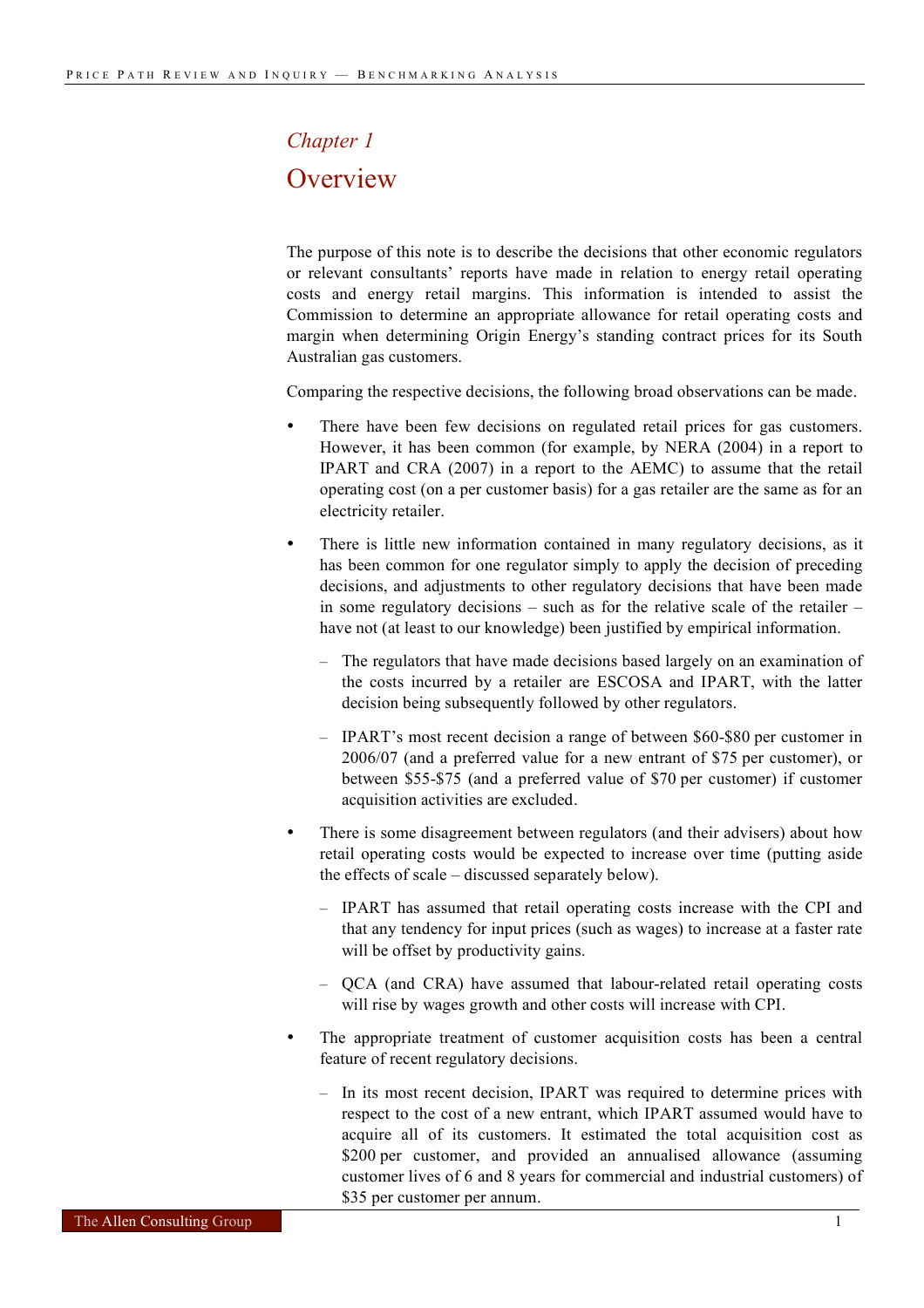*Chapter 1*

# Overview

The purpose of this note is to describe the decisions that other economic regulators or relevant consultants' reports have made in relation to energy retail operating costs and energy retail margins. This information is intended to assist the Commission to determine an appropriate allowance for retail operating costs and margin when determining Origin Energy's standing contract prices for its South Australian gas customers.

Comparing the respective decisions, the following broad observations can be made.

- There have been few decisions on regulated retail prices for gas customers. However, it has been common (for example, by NERA (2004) in a report to IPART and CRA (2007) in a report to the AEMC) to assume that the retail operating cost (on a per customer basis) for a gas retailer are the same as for an electricity retailer.
- There is little new information contained in many regulatory decisions, as it has been common for one regulator simply to apply the decision of preceding decisions, and adjustments to other regulatory decisions that have been made in some regulatory decisions – such as for the relative scale of the retailer – have not (at least to our knowledge) been justified by empirical information.
  - The regulators that have made decisions based largely on an examination of the costs incurred by a retailer are ESCOSA and IPART, with the latter decision being subsequently followed by other regulators.
  - IPART's most recent decision a range of between $60-$80 per customer in 2006/07 (and a preferred value for a new entrant of $75 per customer), or between $55-$75 (and a preferred value of $70 per customer) if customer acquisition activities are excluded.
- There is some disagreement between regulators (and their advisers) about how retail operating costs would be expected to increase over time (putting aside the effects of scale – discussed separately below).
  - IPART has assumed that retail operating costs increase with the CPI and that any tendency for input prices (such as wages) to increase at a faster rate will be offset by productivity gains.
  - QCA (and CRA) have assumed that labour-related retail operating costs will rise by wages growth and other costs will increase with CPI.
- The appropriate treatment of customer acquisition costs has been a central feature of recent regulatory decisions.
  - In its most recent decision, IPART was required to determine prices with respect to the cost of a new entrant, which IPART assumed would have to acquire all of its customers. It estimated the total acquisition cost as $200 per customer, and provided an annualised allowance (assuming customer lives of 6 and 8 years for commercial and industrial customers) of $35 per customer per annum.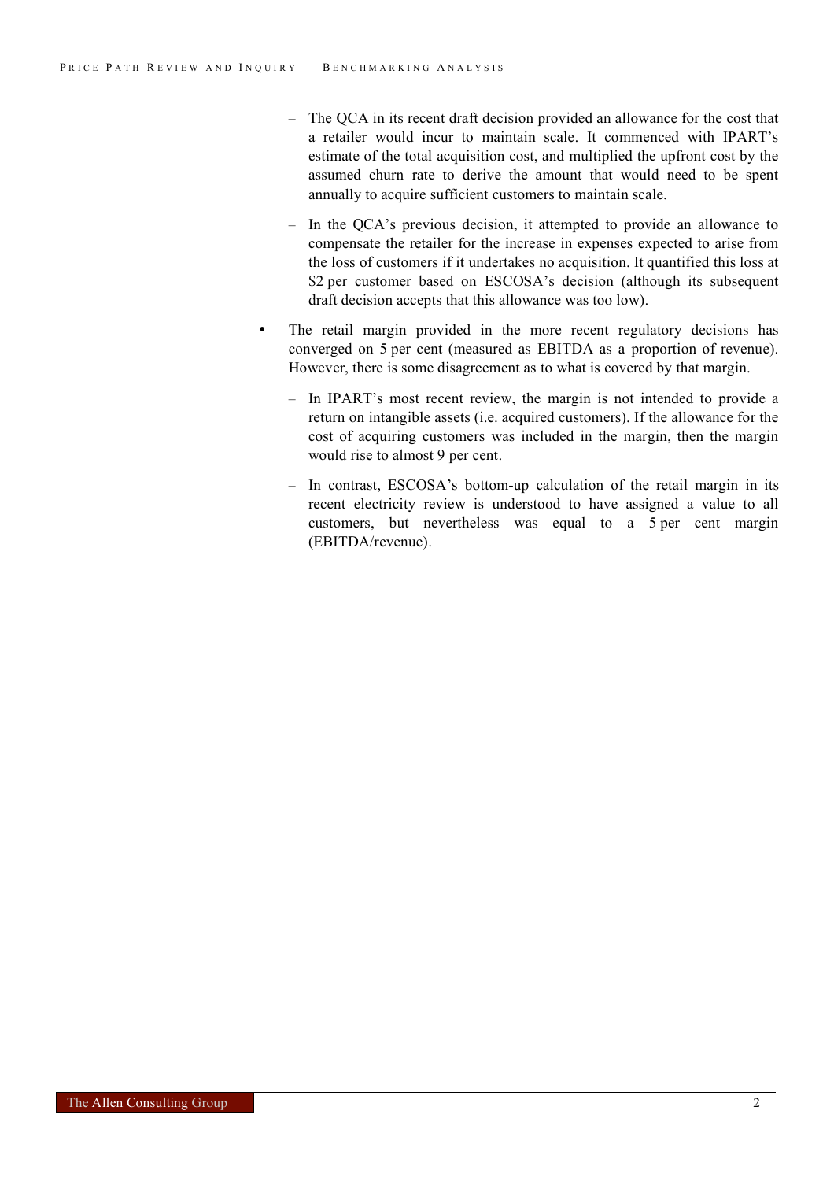- The QCA in its recent draft decision provided an allowance for the cost that a retailer would incur to maintain scale. It commenced with IPART's estimate of the total acquisition cost, and multiplied the upfront cost by the assumed churn rate to derive the amount that would need to be spent annually to acquire sufficient customers to maintain scale.
  - In the QCA's previous decision, it attempted to provide an allowance to compensate the retailer for the increase in expenses expected to arise from the loss of customers if it undertakes no acquisition. It quantified this loss at $2 per customer based on ESCOSA's decision (although its subsequent draft decision accepts that this allowance was too low).
- The retail margin provided in the more recent regulatory decisions has converged on 5 per cent (measured as EBITDA as a proportion of revenue). However, there is some disagreement as to what is covered by that margin.
  - In IPART's most recent review, the margin is not intended to provide a return on intangible assets (i.e. acquired customers). If the allowance for the cost of acquiring customers was included in the margin, then the margin would rise to almost 9 per cent.
  - In contrast, ESCOSA's bottom-up calculation of the retail margin in its recent electricity review is understood to have assigned a value to all customers, but nevertheless was equal to a 5 per cent margin (EBITDA/revenue).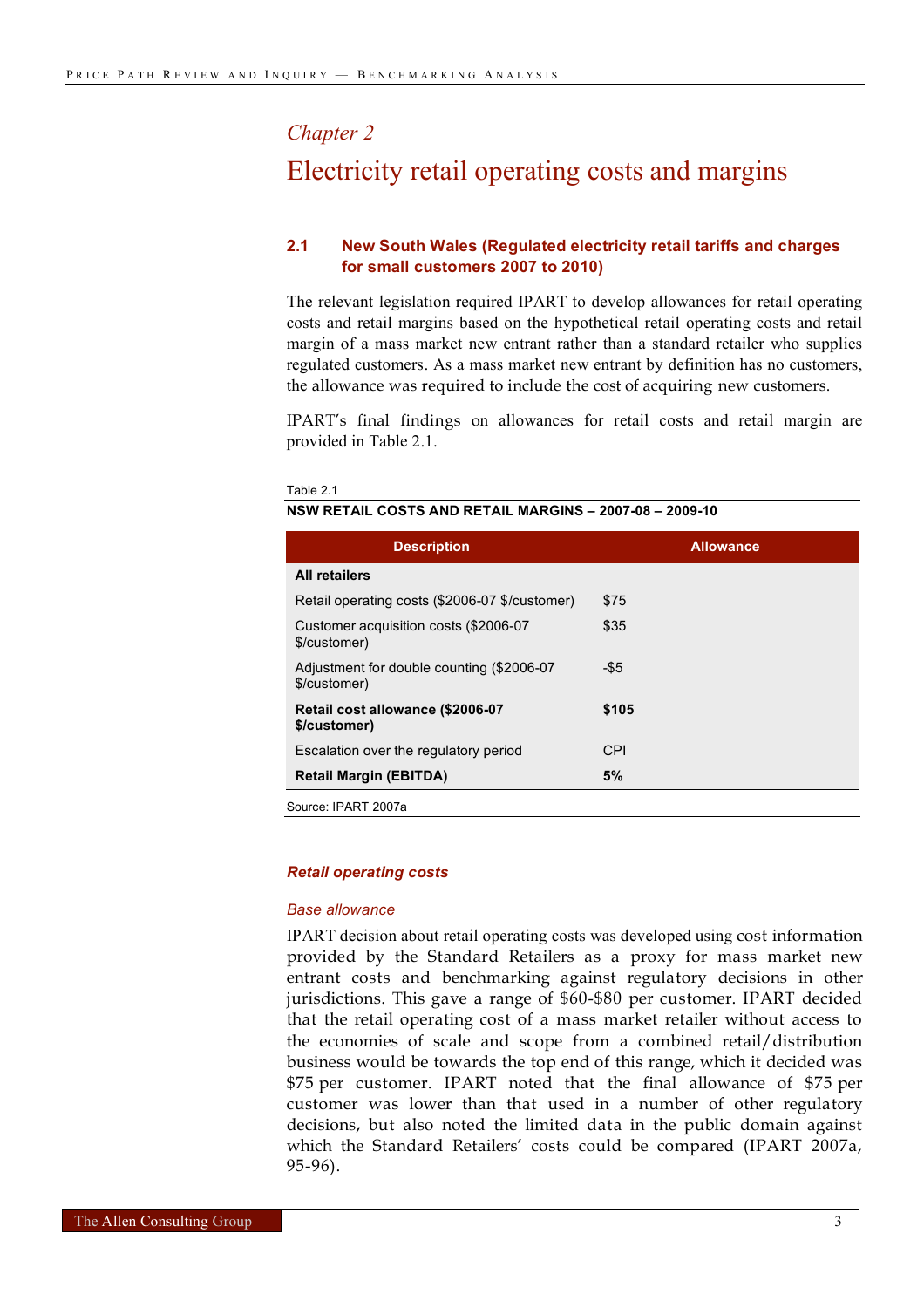## Chapter 2

# Electricity retail operating costs and margins

### 2.1 New South Wales (Regulated electricity retail tariffs and charges for small customers 2007 to 2010)

The relevant legislation required IPART to develop allowances for retail operating costs and retail margins based on the hypothetical retail operating costs and retail margin of a mass market new entrant rather than a standard retailer who supplies regulated customers. As a mass market new entrant by definition has no customers, the allowance was required to include the cost of acquiring new customers.

IPART's final findings on allowances for retail costs and retail margin are provided in Table 2.1.

Table 2.1

**NSW RETAIL COSTS AND RETAIL MARGINS – 2007-08 – 2009-10**

| Description | Allowance |
|---|---|
| **All retailers** | |
| Retail operating costs ($2006-07 $/customer) | $75 |
| Customer acquisition costs ($2006-07 $/customer) | $35 |
| Adjustment for double counting ($2006-07 $/customer) | -$5 |
| **Retail cost allowance ($2006-07 $/customer)** | **$105** |
| Escalation over the regulatory period | CPI |
| **Retail Margin (EBITDA)** | **5%** |

Source: IPART 2007a

#### *Retail operating costs*

*Base allowance*

IPART decision about retail operating costs was developed using cost information provided by the Standard Retailers as a proxy for mass market new entrant costs and benchmarking against regulatory decisions in other jurisdictions. This gave a range of $60-$80 per customer. IPART decided that the retail operating cost of a mass market retailer without access to the economies of scale and scope from a combined retail/distribution business would be towards the top end of this range, which it decided was $75 per customer. IPART noted that the final allowance of $75 per customer was lower than that used in a number of other regulatory decisions, but also noted the limited data in the public domain against which the Standard Retailers' costs could be compared (IPART 2007a, 95-96).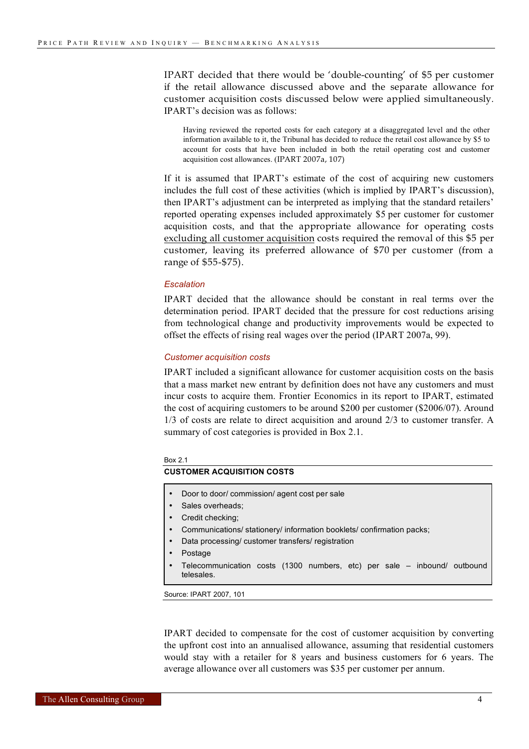IPART decided that there would be 'double-counting' of $5 per customer if the retail allowance discussed above and the separate allowance for customer acquisition costs discussed below were applied simultaneously. IPART's decision was as follows:

> Having reviewed the reported costs for each category at a disaggregated level and the other information available to it, the Tribunal has decided to reduce the retail cost allowance by $5 to account for costs that have been included in both the retail operating cost and customer acquisition cost allowances. (IPART 2007a, 107)

If it is assumed that IPART's estimate of the cost of acquiring new customers includes the full cost of these activities (which is implied by IPART's discussion), then IPART's adjustment can be interpreted as implying that the standard retailers' reported operating expenses included approximately $5 per customer for customer acquisition costs, and that the appropriate allowance for operating costs <u>excluding all customer acquisition</u> costs required the removal of this $5 per customer, leaving its preferred allowance of $70 per customer (from a range of $55-$75).

### *Escalation*

IPART decided that the allowance should be constant in real terms over the determination period. IPART decided that the pressure for cost reductions arising from technological change and productivity improvements would be expected to offset the effects of rising real wages over the period (IPART 2007a, 99).

### *Customer acquisition costs*

IPART included a significant allowance for customer acquisition costs on the basis that a mass market new entrant by definition does not have any customers and must incur costs to acquire them. Frontier Economics in its report to IPART, estimated the cost of acquiring customers to be around $200 per customer ($2006/07). Around 1/3 of costs are relate to direct acquisition and around 2/3 to customer transfer. A summary of cost categories is provided in Box 2.1.

Box 2.1

**CUSTOMER ACQUISITION COSTS**

- Door to door/ commission/ agent cost per sale
- Sales overheads;
- Credit checking;
- Communications/ stationery/ information booklets/ confirmation packs;
- Data processing/ customer transfers/ registration
- Postage
- Telecommunication costs (1300 numbers, etc) per sale – inbound/ outbound telesales.

Source: IPART 2007, 101

IPART decided to compensate for the cost of customer acquisition by converting the upfront cost into an annualised allowance, assuming that residential customers would stay with a retailer for 8 years and business customers for 6 years. The average allowance over all customers was $35 per customer per annum.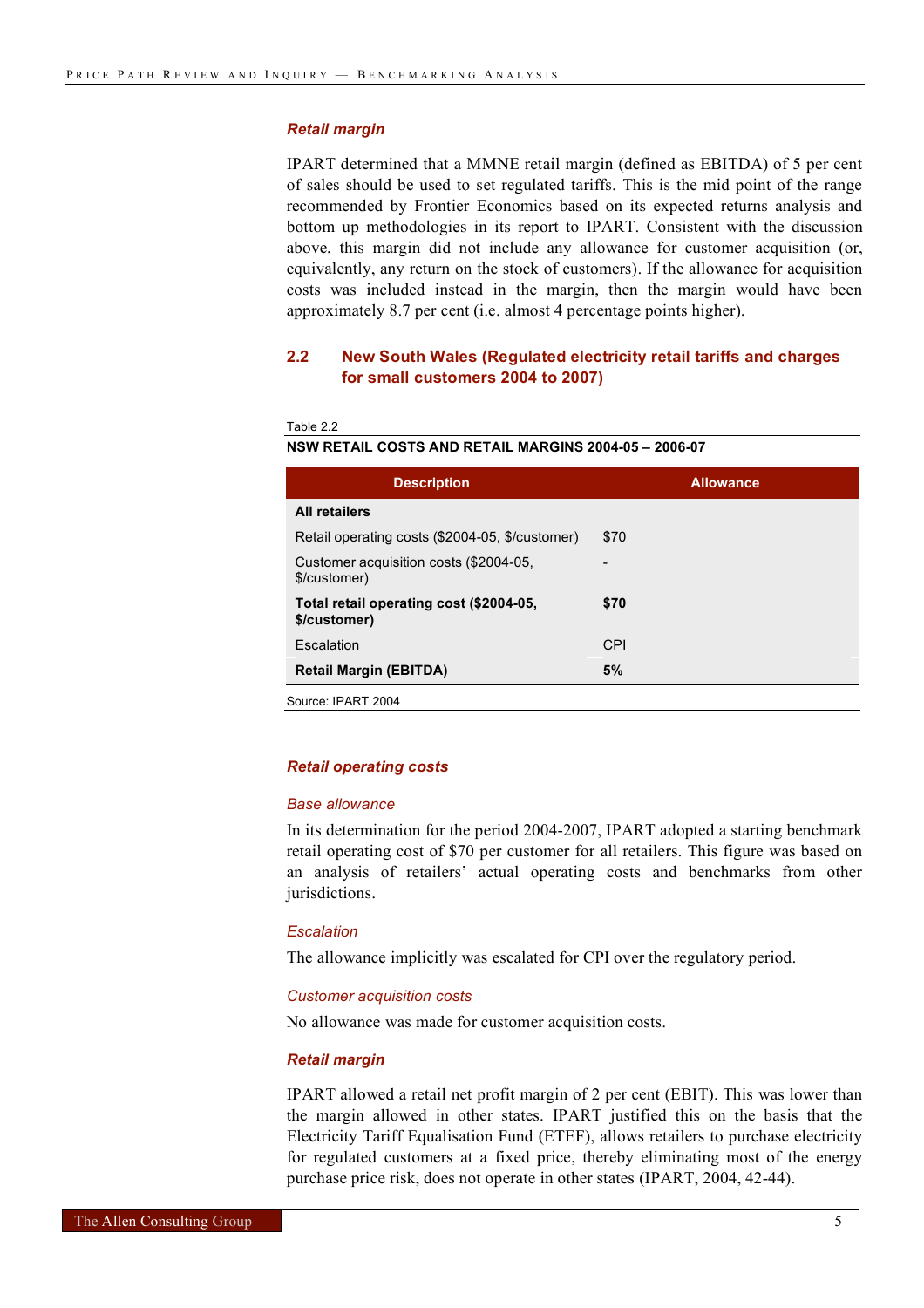### *Retail margin*

IPART determined that a MMNE retail margin (defined as EBITDA) of 5 per cent of sales should be used to set regulated tariffs. This is the mid point of the range recommended by Frontier Economics based on its expected returns analysis and bottom up methodologies in its report to IPART. Consistent with the discussion above, this margin did not include any allowance for customer acquisition (or, equivalently, any return on the stock of customers). If the allowance for acquisition costs was included instead in the margin, then the margin would have been approximately 8.7 per cent (i.e. almost 4 percentage points higher).

## 2.2 New South Wales (Regulated electricity retail tariffs and charges for small customers 2004 to 2007)

Table 2.2

**NSW RETAIL COSTS AND RETAIL MARGINS 2004-05 – 2006-07**

| Description | Allowance |
|---|---|
| **All retailers** | |
| Retail operating costs ($2004-05, $/customer) | $70 |
| Customer acquisition costs ($2004-05, $/customer) | - |
| **Total retail operating cost ($2004-05, $/customer)** | **$70** |
| Escalation | CPI |
| **Retail Margin (EBITDA)** | **5%** |

Source: IPART 2004

### *Retail operating costs*

#### *Base allowance*

In its determination for the period 2004-2007, IPART adopted a starting benchmark retail operating cost of $70 per customer for all retailers. This figure was based on an analysis of retailers' actual operating costs and benchmarks from other jurisdictions.

#### *Escalation*

The allowance implicitly was escalated for CPI over the regulatory period.

#### *Customer acquisition costs*

No allowance was made for customer acquisition costs.

### *Retail margin*

IPART allowed a retail net profit margin of 2 per cent (EBIT). This was lower than the margin allowed in other states. IPART justified this on the basis that the Electricity Tariff Equalisation Fund (ETEF), allows retailers to purchase electricity for regulated customers at a fixed price, thereby eliminating most of the energy purchase price risk, does not operate in other states (IPART, 2004, 42-44).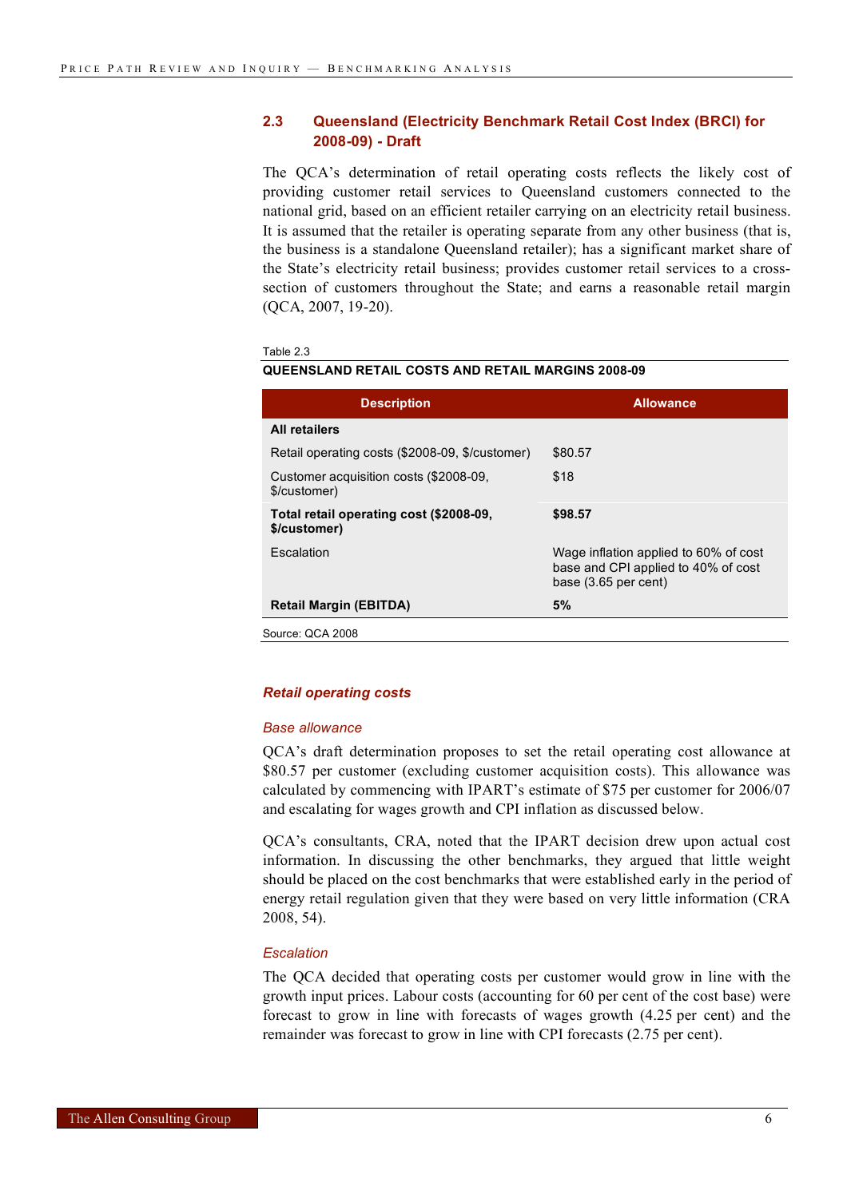### 2.3 Queensland (Electricity Benchmark Retail Cost Index (BRCI) for 2008-09) - Draft

The QCA's determination of retail operating costs reflects the likely cost of providing customer retail services to Queensland customers connected to the national grid, based on an efficient retailer carrying on an electricity retail business. It is assumed that the retailer is operating separate from any other business (that is, the business is a standalone Queensland retailer); has a significant market share of the State's electricity retail business; provides customer retail services to a cross-section of customers throughout the State; and earns a reasonable retail margin (QCA, 2007, 19-20).

Table 2.3

**QUEENSLAND RETAIL COSTS AND RETAIL MARGINS 2008-09**

| Description | Allowance |
|---|---|
| **All retailers** | |
| Retail operating costs ($2008-09, $/customer) | $80.57 |
| Customer acquisition costs ($2008-09, $/customer) | $18 |
| **Total retail operating cost ($2008-09, $/customer)** | **$98.57** |
| Escalation | Wage inflation applied to 60% of cost base and CPI applied to 40% of cost base (3.65 per cent) |
| **Retail Margin (EBITDA)** | **5%** |

Source: QCA 2008

#### *Retail operating costs*

##### *Base allowance*

QCA's draft determination proposes to set the retail operating cost allowance at $80.57 per customer (excluding customer acquisition costs). This allowance was calculated by commencing with IPART's estimate of $75 per customer for 2006/07 and escalating for wages growth and CPI inflation as discussed below.

QCA's consultants, CRA, noted that the IPART decision drew upon actual cost information. In discussing the other benchmarks, they argued that little weight should be placed on the cost benchmarks that were established early in the period of energy retail regulation given that they were based on very little information (CRA 2008, 54).

##### *Escalation*

The QCA decided that operating costs per customer would grow in line with the growth input prices. Labour costs (accounting for 60 per cent of the cost base) were forecast to grow in line with forecasts of wages growth (4.25 per cent) and the remainder was forecast to grow in line with CPI forecasts (2.75 per cent).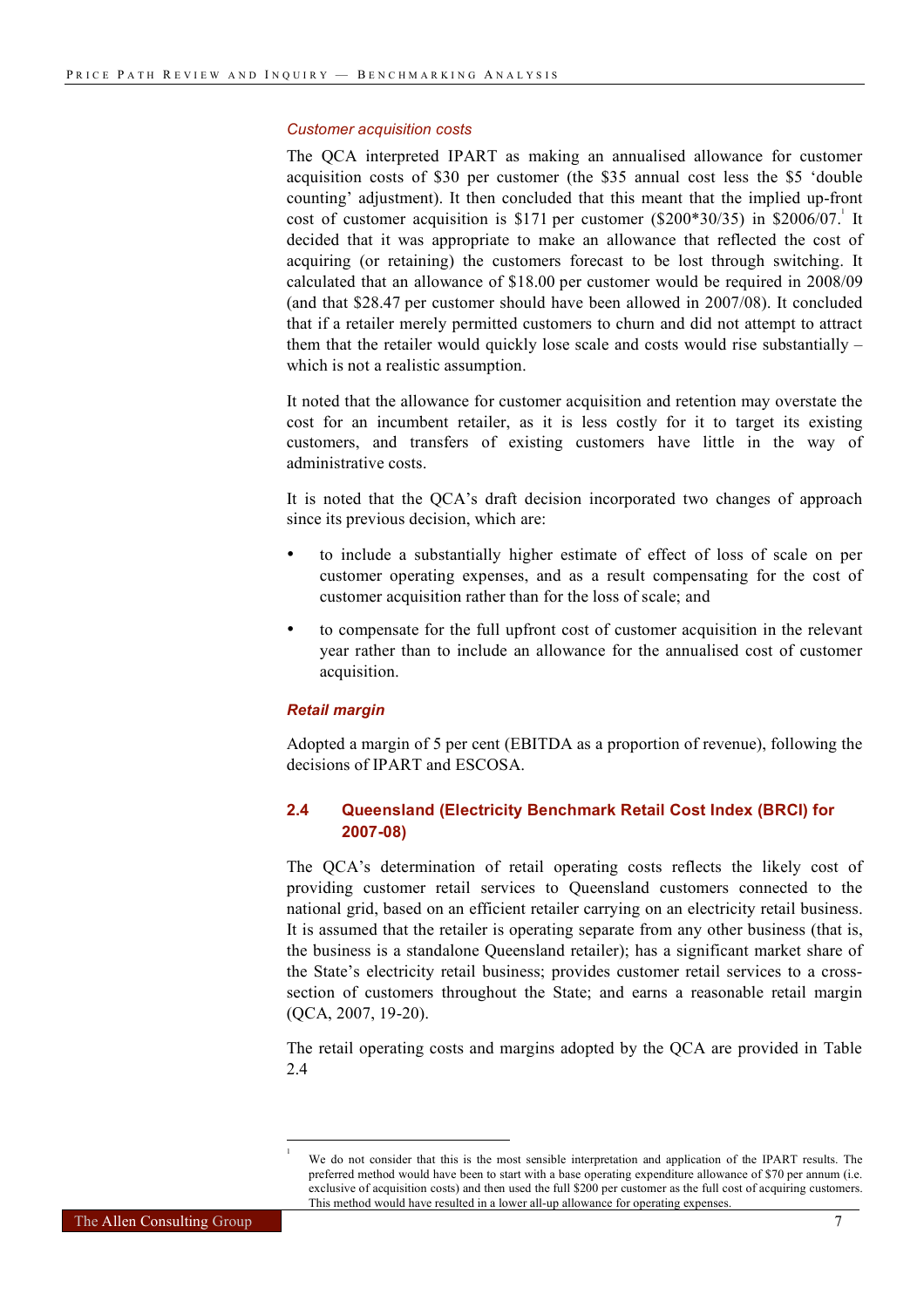*Customer acquisition costs*

The QCA interpreted IPART as making an annualised allowance for customer acquisition costs of $30 per customer (the $35 annual cost less the $5 'double counting' adjustment). It then concluded that this meant that the implied up-front cost of customer acquisition is $171 per customer ($200*30/35) in $2006/07.[1] It decided that it was appropriate to make an allowance that reflected the cost of acquiring (or retaining) the customers forecast to be lost through switching. It calculated that an allowance of $18.00 per customer would be required in 2008/09 (and that $28.47 per customer should have been allowed in 2007/08). It concluded that if a retailer merely permitted customers to churn and did not attempt to attract them that the retailer would quickly lose scale and costs would rise substantially – which is not a realistic assumption.

It noted that the allowance for customer acquisition and retention may overstate the cost for an incumbent retailer, as it is less costly for it to target its existing customers, and transfers of existing customers have little in the way of administrative costs.

It is noted that the QCA's draft decision incorporated two changes of approach since its previous decision, which are:

- to include a substantially higher estimate of effect of loss of scale on per customer operating expenses, and as a result compensating for the cost of customer acquisition rather than for the loss of scale; and
- to compensate for the full upfront cost of customer acquisition in the relevant year rather than to include an allowance for the annualised cost of customer acquisition.

***Retail margin***

Adopted a margin of 5 per cent (EBITDA as a proportion of revenue), following the decisions of IPART and ESCOSA.

## 2.4 Queensland (Electricity Benchmark Retail Cost Index (BRCI) for 2007-08)

The QCA's determination of retail operating costs reflects the likely cost of providing customer retail services to Queensland customers connected to the national grid, based on an efficient retailer carrying on an electricity retail business. It is assumed that the retailer is operating separate from any other business (that is, the business is a standalone Queensland retailer); has a significant market share of the State's electricity retail business; provides customer retail services to a cross-section of customers throughout the State; and earns a reasonable retail margin (QCA, 2007, 19-20).

The retail operating costs and margins adopted by the QCA are provided in Table 2.4

---

[1] We do not consider that this is the most sensible interpretation and application of the IPART results. The preferred method would have been to start with a base operating expenditure allowance of $70 per annum (i.e. exclusive of acquisition costs) and then used the full $200 per customer as the full cost of acquiring customers. This method would have resulted in a lower all-up allowance for operating expenses.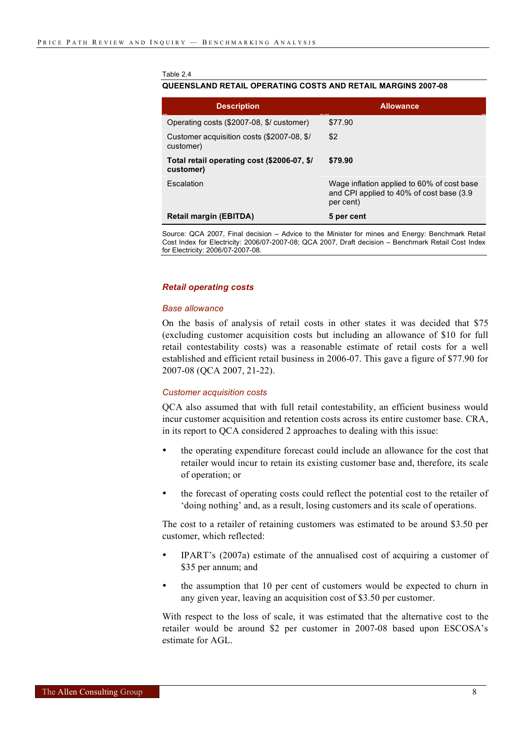Table 2.4

**QUEENSLAND RETAIL OPERATING COSTS AND RETAIL MARGINS 2007-08**

| Description | Allowance |
|---|---|
| Operating costs ($2007-08, $/ customer) | $77.90 |
| Customer acquisition costs ($2007-08, $/ customer) | $2 |
| **Total retail operating cost ($2006-07, $/ customer)** | **$79.90** |
| Escalation | Wage inflation applied to 60% of cost base and CPI applied to 40% of cost base (3.9 per cent) |
| **Retail margin (EBITDA)** | **5 per cent** |

Source: QCA 2007, Final decision – Advice to the Minister for mines and Energy: Benchmark Retail Cost Index for Electricity: 2006/07-2007-08; QCA 2007, Draft decision – Benchmark Retail Cost Index for Electricity: 2006/07-2007-08.

### *Retail operating costs*

#### *Base allowance*

On the basis of analysis of retail costs in other states it was decided that $75 (excluding customer acquisition costs but including an allowance of $10 for full retail contestability costs) was a reasonable estimate of retail costs for a well established and efficient retail business in 2006-07. This gave a figure of $77.90 for 2007-08 (QCA 2007, 21-22).

#### *Customer acquisition costs*

QCA also assumed that with full retail contestability, an efficient business would incur customer acquisition and retention costs across its entire customer base. CRA, in its report to QCA considered 2 approaches to dealing with this issue:

- the operating expenditure forecast could include an allowance for the cost that retailer would incur to retain its existing customer base and, therefore, its scale of operation; or
- the forecast of operating costs could reflect the potential cost to the retailer of 'doing nothing' and, as a result, losing customers and its scale of operations.

The cost to a retailer of retaining customers was estimated to be around $3.50 per customer, which reflected:

- IPART's (2007a) estimate of the annualised cost of acquiring a customer of $35 per annum; and
- the assumption that 10 per cent of customers would be expected to churn in any given year, leaving an acquisition cost of $3.50 per customer.

With respect to the loss of scale, it was estimated that the alternative cost to the retailer would be around $2 per customer in 2007-08 based upon ESCOSA's estimate for AGL.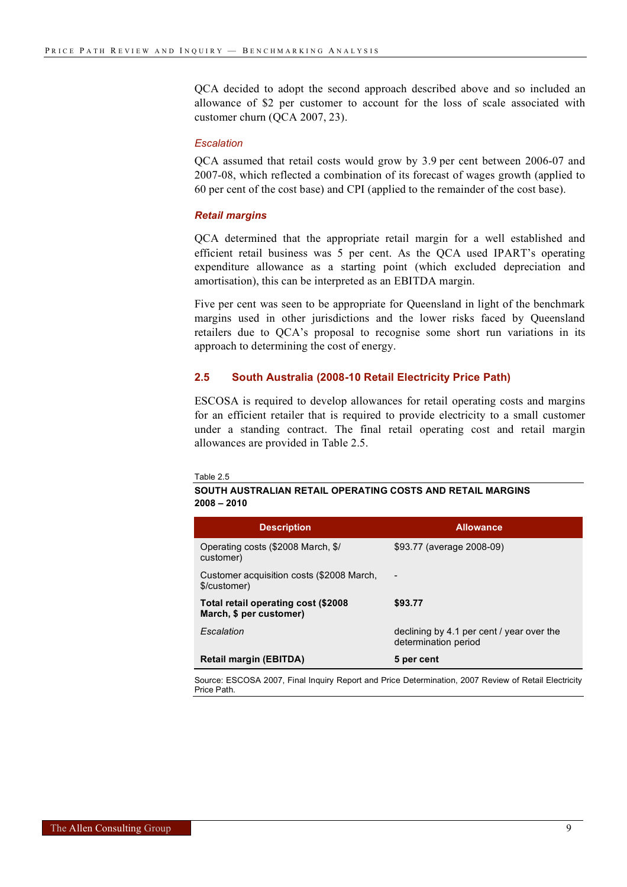QCA decided to adopt the second approach described above and so included an allowance of $2 per customer to account for the loss of scale associated with customer churn (QCA 2007, 23).

*Escalation*

QCA assumed that retail costs would grow by 3.9 per cent between 2006-07 and 2007-08, which reflected a combination of its forecast of wages growth (applied to 60 per cent of the cost base) and CPI (applied to the remainder of the cost base).

***Retail margins***

QCA determined that the appropriate retail margin for a well established and efficient retail business was 5 per cent. As the QCA used IPART's operating expenditure allowance as a starting point (which excluded depreciation and amortisation), this can be interpreted as an EBITDA margin.

Five per cent was seen to be appropriate for Queensland in light of the benchmark margins used in other jurisdictions and the lower risks faced by Queensland retailers due to QCA's proposal to recognise some short run variations in its approach to determining the cost of energy.

## 2.5 South Australia (2008-10 Retail Electricity Price Path)

ESCOSA is required to develop allowances for retail operating costs and margins for an efficient retailer that is required to provide electricity to a small customer under a standing contract. The final retail operating cost and retail margin allowances are provided in Table 2.5.

Table 2.5

**SOUTH AUSTRALIAN RETAIL OPERATING COSTS AND RETAIL MARGINS 2008 – 2010**

| Description | Allowance |
|---|---|
| Operating costs ($2008 March, $/ customer) | $93.77 (average 2008-09) |
| Customer acquisition costs ($2008 March, $/customer) | - |
| **Total retail operating cost ($2008 March, $ per customer)** | **$93.77** |
| *Escalation* | declining by 4.1 per cent / year over the determination period |
| **Retail margin (EBITDA)** | **5 per cent** |

Source: ESCOSA 2007, Final Inquiry Report and Price Determination, 2007 Review of Retail Electricity Price Path.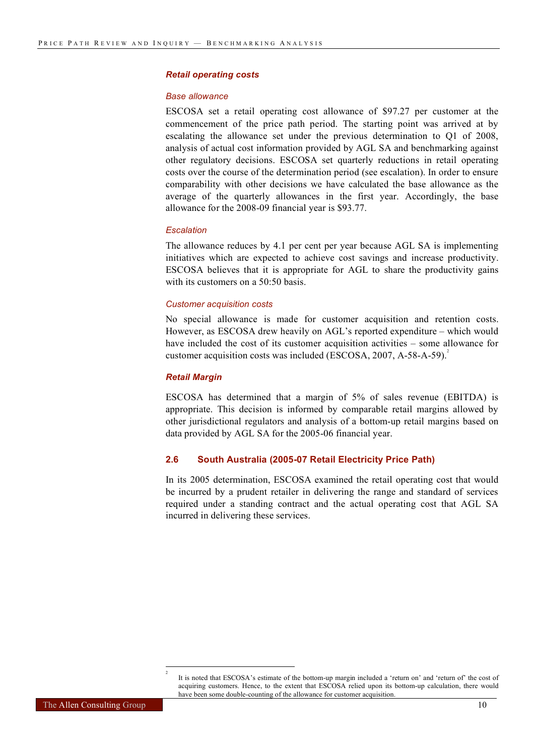### *Retail operating costs*

*Base allowance*

ESCOSA set a retail operating cost allowance of $97.27 per customer at the commencement of the price path period. The starting point was arrived at by escalating the allowance set under the previous determination to Q1 of 2008, analysis of actual cost information provided by AGL SA and benchmarking against other regulatory decisions. ESCOSA set quarterly reductions in retail operating costs over the course of the determination period (see escalation). In order to ensure comparability with other decisions we have calculated the base allowance as the average of the quarterly allowances in the first year. Accordingly, the base allowance for the 2008-09 financial year is $93.77.

*Escalation*

The allowance reduces by 4.1 per cent per year because AGL SA is implementing initiatives which are expected to achieve cost savings and increase productivity. ESCOSA believes that it is appropriate for AGL to share the productivity gains with its customers on a 50:50 basis.

*Customer acquisition costs*

No special allowance is made for customer acquisition and retention costs. However, as ESCOSA drew heavily on AGL's reported expenditure – which would have included the cost of its customer acquisition activities – some allowance for customer acquisition costs was included (ESCOSA, 2007, A-58-A-59).[2]

### *Retail Margin*

ESCOSA has determined that a margin of 5% of sales revenue (EBITDA) is appropriate. This decision is informed by comparable retail margins allowed by other jurisdictional regulators and analysis of a bottom-up retail margins based on data provided by AGL SA for the 2005-06 financial year.

## 2.6 South Australia (2005-07 Retail Electricity Price Path)

In its 2005 determination, ESCOSA examined the retail operating cost that would be incurred by a prudent retailer in delivering the range and standard of services required under a standing contract and the actual operating cost that AGL SA incurred in delivering these services.

---

[2] It is noted that ESCOSA's estimate of the bottom-up margin included a 'return on' and 'return of' the cost of acquiring customers. Hence, to the extent that ESCOSA relied upon its bottom-up calculation, there would have been some double-counting of the allowance for customer acquisition.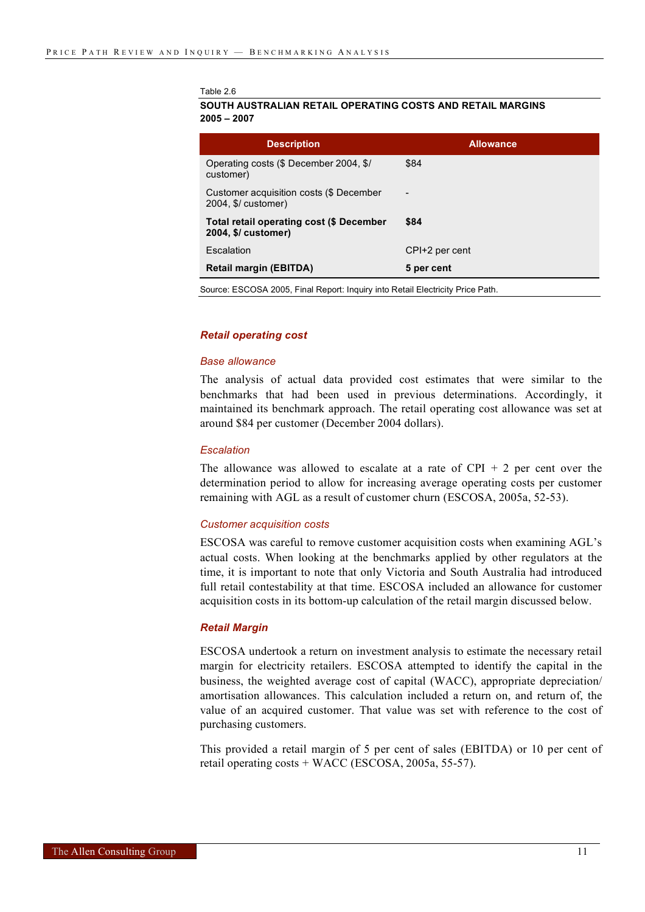Table 2.6

**SOUTH AUSTRALIAN RETAIL OPERATING COSTS AND RETAIL MARGINS 2005 – 2007**

| Description | Allowance |
|---|---|
| Operating costs ($ December 2004, $/ customer) | $84 |
| Customer acquisition costs ($ December 2004, $/ customer) | - |
| **Total retail operating cost ($ December 2004, $/ customer)** | **$84** |
| Escalation | CPI+2 per cent |
| **Retail margin (EBITDA)** | **5 per cent** |

Source: ESCOSA 2005, Final Report: Inquiry into Retail Electricity Price Path.

### *Retail operating cost*

#### *Base allowance*

The analysis of actual data provided cost estimates that were similar to the benchmarks that had been used in previous determinations. Accordingly, it maintained its benchmark approach. The retail operating cost allowance was set at around $84 per customer (December 2004 dollars).

#### *Escalation*

The allowance was allowed to escalate at a rate of CPI + 2 per cent over the determination period to allow for increasing average operating costs per customer remaining with AGL as a result of customer churn (ESCOSA, 2005a, 52-53).

#### *Customer acquisition costs*

ESCOSA was careful to remove customer acquisition costs when examining AGL's actual costs. When looking at the benchmarks applied by other regulators at the time, it is important to note that only Victoria and South Australia had introduced full retail contestability at that time. ESCOSA included an allowance for customer acquisition costs in its bottom-up calculation of the retail margin discussed below.

### *Retail Margin*

ESCOSA undertook a return on investment analysis to estimate the necessary retail margin for electricity retailers. ESCOSA attempted to identify the capital in the business, the weighted average cost of capital (WACC), appropriate depreciation/ amortisation allowances. This calculation included a return on, and return of, the value of an acquired customer. That value was set with reference to the cost of purchasing customers.

This provided a retail margin of 5 per cent of sales (EBITDA) or 10 per cent of retail operating costs + WACC (ESCOSA, 2005a, 55-57).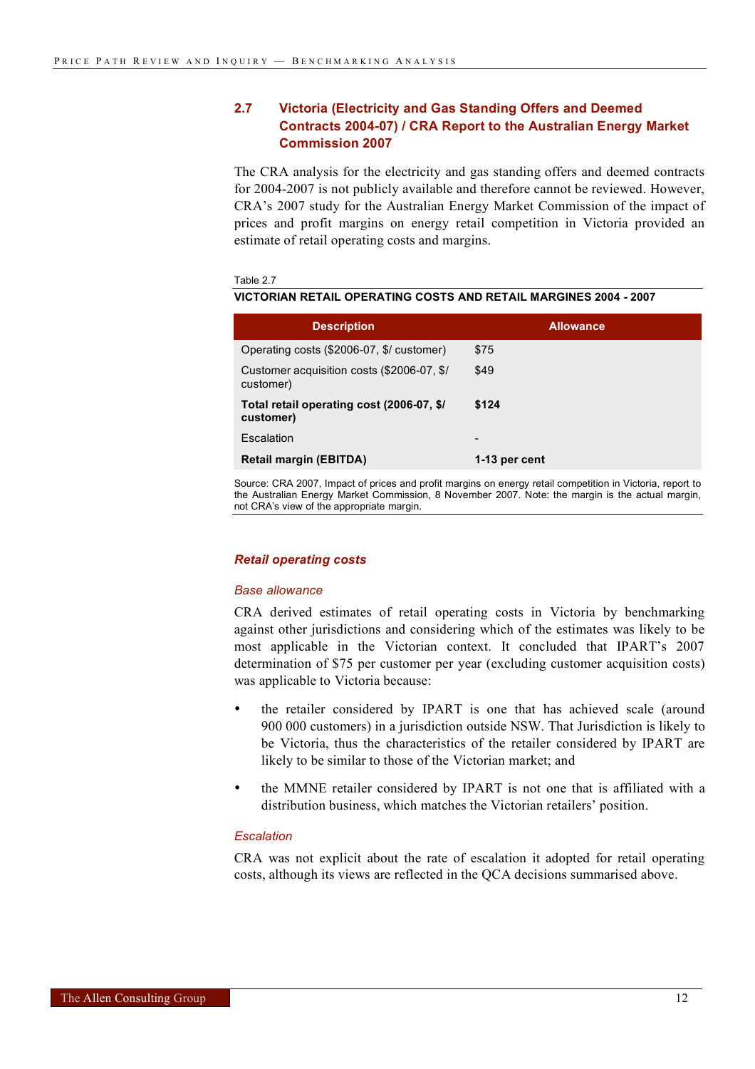## 2.7 Victoria (Electricity and Gas Standing Offers and Deemed Contracts 2004-07) / CRA Report to the Australian Energy Market Commission 2007

The CRA analysis for the electricity and gas standing offers and deemed contracts for 2004-2007 is not publicly available and therefore cannot be reviewed. However, CRA's 2007 study for the Australian Energy Market Commission of the impact of prices and profit margins on energy retail competition in Victoria provided an estimate of retail operating costs and margins.

Table 2.7

**VICTORIAN RETAIL OPERATING COSTS AND RETAIL MARGINES 2004 - 2007**

| Description | Allowance |
|---|---|
| Operating costs ($2006-07, $/ customer) | $75 |
| Customer acquisition costs ($2006-07, $/ customer) | $49 |
| **Total retail operating cost (2006-07, $/ customer)** | **$124** |
| Escalation | - |
| **Retail margin (EBITDA)** | **1-13 per cent** |

Source: CRA 2007, Impact of prices and profit margins on energy retail competition in Victoria, report to the Australian Energy Market Commission, 8 November 2007. Note: the margin is the actual margin, not CRA's view of the appropriate margin.

### *Retail operating costs*

#### *Base allowance*

CRA derived estimates of retail operating costs in Victoria by benchmarking against other jurisdictions and considering which of the estimates was likely to be most applicable in the Victorian context. It concluded that IPART's 2007 determination of $75 per customer per year (excluding customer acquisition costs) was applicable to Victoria because:

- the retailer considered by IPART is one that has achieved scale (around 900 000 customers) in a jurisdiction outside NSW. That Jurisdiction is likely to be Victoria, thus the characteristics of the retailer considered by IPART are likely to be similar to those of the Victorian market; and
- the MMNE retailer considered by IPART is not one that is affiliated with a distribution business, which matches the Victorian retailers' position.

#### *Escalation*

CRA was not explicit about the rate of escalation it adopted for retail operating costs, although its views are reflected in the QCA decisions summarised above.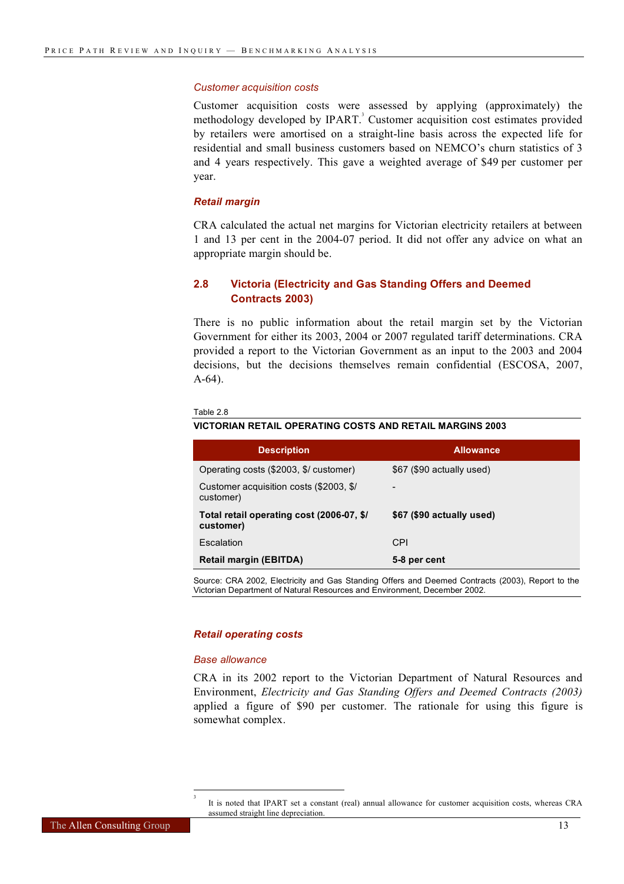#### *Customer acquisition costs*

Customer acquisition costs were assessed by applying (approximately) the methodology developed by IPART.[3] Customer acquisition cost estimates provided by retailers were amortised on a straight-line basis across the expected life for residential and small business customers based on NEMCO's churn statistics of 3 and 4 years respectively. This gave a weighted average of $49 per customer per year.

### *Retail margin*

CRA calculated the actual net margins for Victorian electricity retailers at between 1 and 13 per cent in the 2004-07 period. It did not offer any advice on what an appropriate margin should be.

## 2.8 Victoria (Electricity and Gas Standing Offers and Deemed Contracts 2003)

There is no public information about the retail margin set by the Victorian Government for either its 2003, 2004 or 2007 regulated tariff determinations. CRA provided a report to the Victorian Government as an input to the 2003 and 2004 decisions, but the decisions themselves remain confidential (ESCOSA, 2007, A-64).

Table 2.8

**VICTORIAN RETAIL OPERATING COSTS AND RETAIL MARGINS 2003**

| Description | Allowance |
|---|---|
| Operating costs ($2003, $/ customer) | $67 ($90 actually used) |
| Customer acquisition costs ($2003, $/ customer) | - |
| **Total retail operating cost (2006-07, $/ customer)** | **$67 ($90 actually used)** |
| Escalation | CPI |
| **Retail margin (EBITDA)** | **5-8 per cent** |

Source: CRA 2002, Electricity and Gas Standing Offers and Deemed Contracts (2003), Report to the Victorian Department of Natural Resources and Environment, December 2002.

### *Retail operating costs*

#### *Base allowance*

CRA in its 2002 report to the Victorian Department of Natural Resources and Environment, *Electricity and Gas Standing Offers and Deemed Contracts (2003)* applied a figure of $90 per customer. The rationale for using this figure is somewhat complex.

[3] It is noted that IPART set a constant (real) annual allowance for customer acquisition costs, whereas CRA assumed straight line depreciation.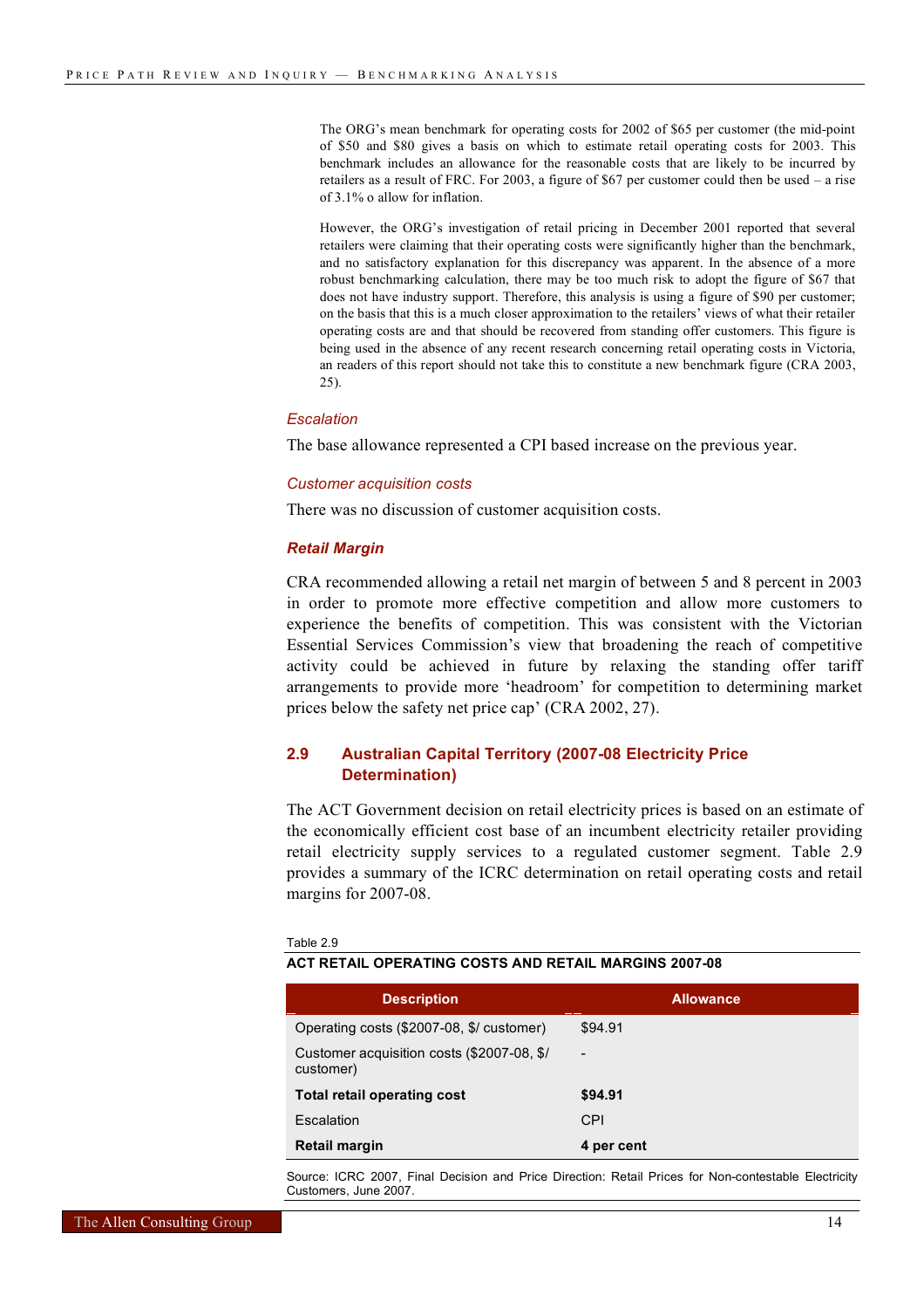> The ORG's mean benchmark for operating costs for 2002 of $65 per customer (the mid-point of $50 and $80 gives a basis on which to estimate retail operating costs for 2003. This benchmark includes an allowance for the reasonable costs that are likely to be incurred by retailers as a result of FRC. For 2003, a figure of $67 per customer could then be used – a rise of 3.1% o allow for inflation.
>
> However, the ORG's investigation of retail pricing in December 2001 reported that several retailers were claiming that their operating costs were significantly higher than the benchmark, and no satisfactory explanation for this discrepancy was apparent. In the absence of a more robust benchmarking calculation, there may be too much risk to adopt the figure of $67 that does not have industry support. Therefore, this analysis is using a figure of $90 per customer; on the basis that this is a much closer approximation to the retailers' views of what their retailer operating costs are and that should be recovered from standing offer customers. This figure is being used in the absence of any recent research concerning retail operating costs in Victoria, an readers of this report should not take this to constitute a new benchmark figure (CRA 2003, 25).

*Escalation*

The base allowance represented a CPI based increase on the previous year.

*Customer acquisition costs*

There was no discussion of customer acquisition costs.

***Retail Margin***

CRA recommended allowing a retail net margin of between 5 and 8 percent in 2003 in order to promote more effective competition and allow more customers to experience the benefits of competition. This was consistent with the Victorian Essential Services Commission's view that broadening the reach of competitive activity could be achieved in future by relaxing the standing offer tariff arrangements to provide more 'headroom' for competition to determining market prices below the safety net price cap' (CRA 2002, 27).

## 2.9 Australian Capital Territory (2007-08 Electricity Price Determination)

The ACT Government decision on retail electricity prices is based on an estimate of the economically efficient cost base of an incumbent electricity retailer providing retail electricity supply services to a regulated customer segment. Table 2.9 provides a summary of the ICRC determination on retail operating costs and retail margins for 2007-08.

Table 2.9

**ACT RETAIL OPERATING COSTS AND RETAIL MARGINS 2007-08**

| Description | Allowance |
|---|---|
| Operating costs ($2007-08, $/ customer) | $94.91 |
| Customer acquisition costs ($2007-08, $/ customer) | - |
| **Total retail operating cost** | **$94.91** |
| Escalation | CPI |
| **Retail margin** | **4 per cent** |

Source: ICRC 2007, Final Decision and Price Direction: Retail Prices for Non-contestable Electricity Customers, June 2007.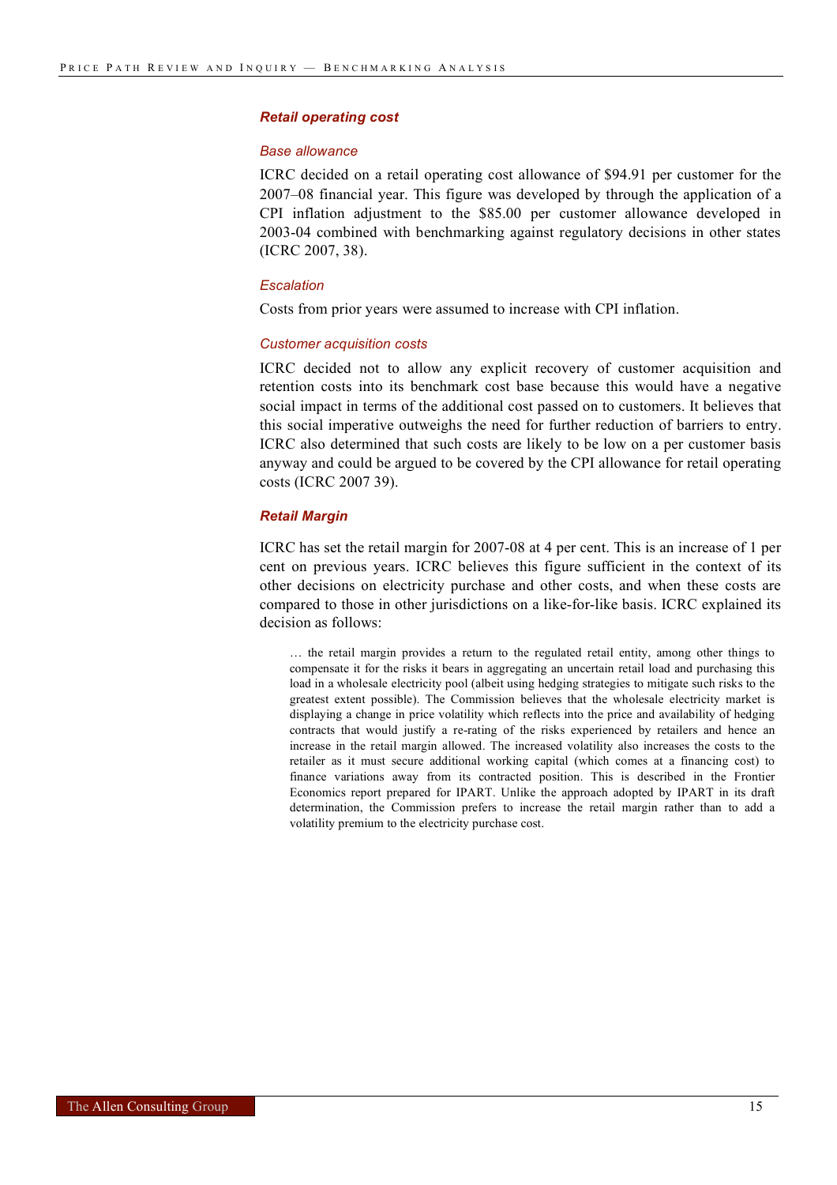### *Retail operating cost*

#### *Base allowance*

ICRC decided on a retail operating cost allowance of $94.91 per customer for the 2007–08 financial year. This figure was developed by through the application of a CPI inflation adjustment to the $85.00 per customer allowance developed in 2003-04 combined with benchmarking against regulatory decisions in other states (ICRC 2007, 38).

#### *Escalation*

Costs from prior years were assumed to increase with CPI inflation.

#### *Customer acquisition costs*

ICRC decided not to allow any explicit recovery of customer acquisition and retention costs into its benchmark cost base because this would have a negative social impact in terms of the additional cost passed on to customers. It believes that this social imperative outweighs the need for further reduction of barriers to entry. ICRC also determined that such costs are likely to be low on a per customer basis anyway and could be argued to be covered by the CPI allowance for retail operating costs (ICRC 2007 39).

### *Retail Margin*

ICRC has set the retail margin for 2007-08 at 4 per cent. This is an increase of 1 per cent on previous years. ICRC believes this figure sufficient in the context of its other decisions on electricity purchase and other costs, and when these costs are compared to those in other jurisdictions on a like-for-like basis. ICRC explained its decision as follows:

> … the retail margin provides a return to the regulated retail entity, among other things to compensate it for the risks it bears in aggregating an uncertain retail load and purchasing this load in a wholesale electricity pool (albeit using hedging strategies to mitigate such risks to the greatest extent possible). The Commission believes that the wholesale electricity market is displaying a change in price volatility which reflects into the price and availability of hedging contracts that would justify a re-rating of the risks experienced by retailers and hence an increase in the retail margin allowed. The increased volatility also increases the costs to the retailer as it must secure additional working capital (which comes at a financing cost) to finance variations away from its contracted position. This is described in the Frontier Economics report prepared for IPART. Unlike the approach adopted by IPART in its draft determination, the Commission prefers to increase the retail margin rather than to add a volatility premium to the electricity purchase cost.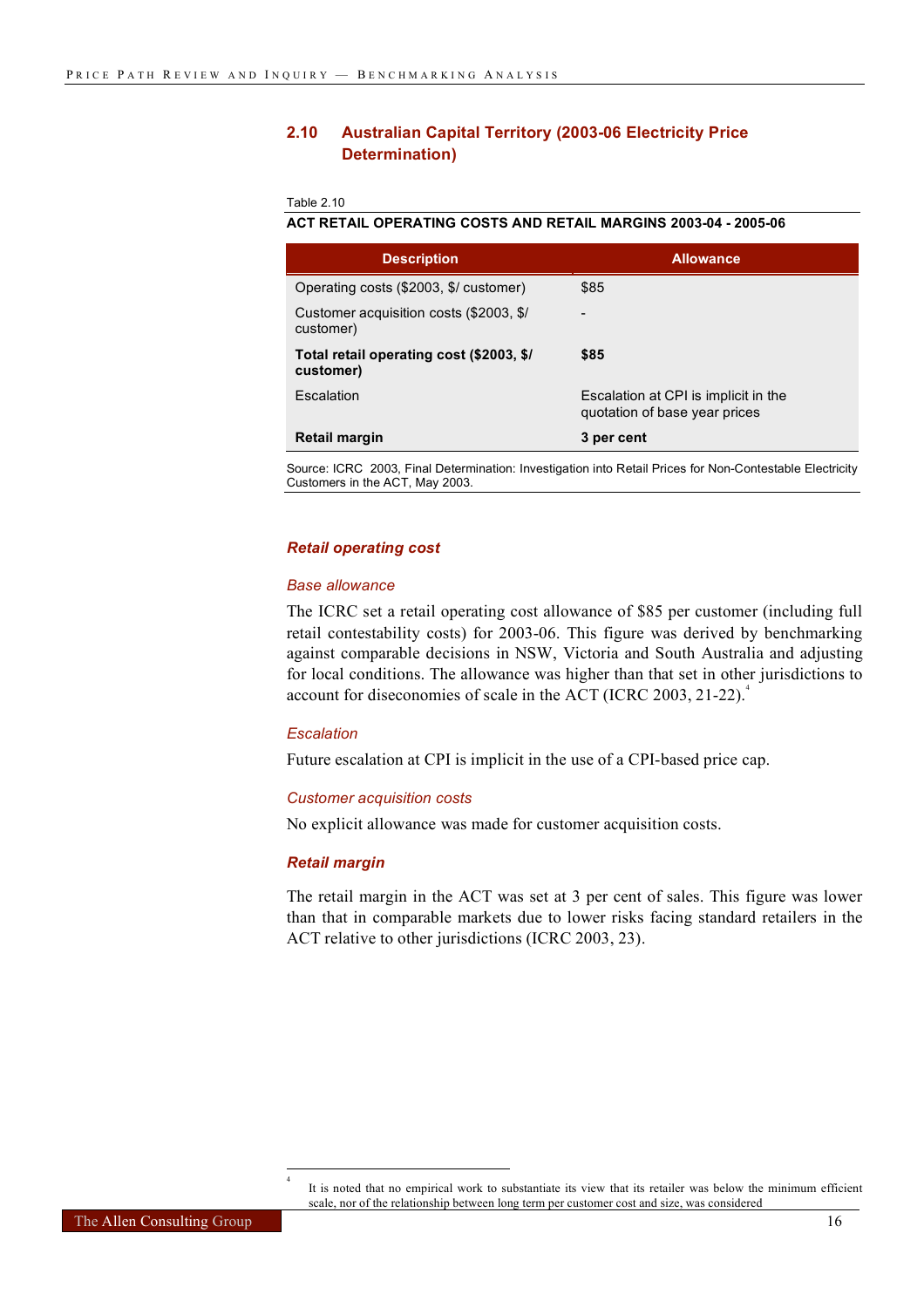## 2.10 Australian Capital Territory (2003-06 Electricity Price Determination)

Table 2.10

**ACT RETAIL OPERATING COSTS AND RETAIL MARGINS 2003-04 - 2005-06**

| Description | Allowance |
|---|---|
| Operating costs ($2003, $/ customer) | $85 |
| Customer acquisition costs ($2003, $/ customer) | - |
| **Total retail operating cost ($2003, $/ customer)** | **$85** |
| Escalation | Escalation at CPI is implicit in the quotation of base year prices |
| **Retail margin** | **3 per cent** |

Source: ICRC 2003, Final Determination: Investigation into Retail Prices for Non-Contestable Electricity Customers in the ACT, May 2003.

### *Retail operating cost*

*Base allowance*

The ICRC set a retail operating cost allowance of $85 per customer (including full retail contestability costs) for 2003-06. This figure was derived by benchmarking against comparable decisions in NSW, Victoria and South Australia and adjusting for local conditions. The allowance was higher than that set in other jurisdictions to account for diseconomies of scale in the ACT (ICRC 2003, 21-22).[4]

*Escalation*

Future escalation at CPI is implicit in the use of a CPI-based price cap.

*Customer acquisition costs*

No explicit allowance was made for customer acquisition costs.

### *Retail margin*

The retail margin in the ACT was set at 3 per cent of sales. This figure was lower than that in comparable markets due to lower risks facing standard retailers in the ACT relative to other jurisdictions (ICRC 2003, 23).

---

[4] It is noted that no empirical work to substantiate its view that its retailer was below the minimum efficient scale, nor of the relationship between long term per customer cost and size, was considered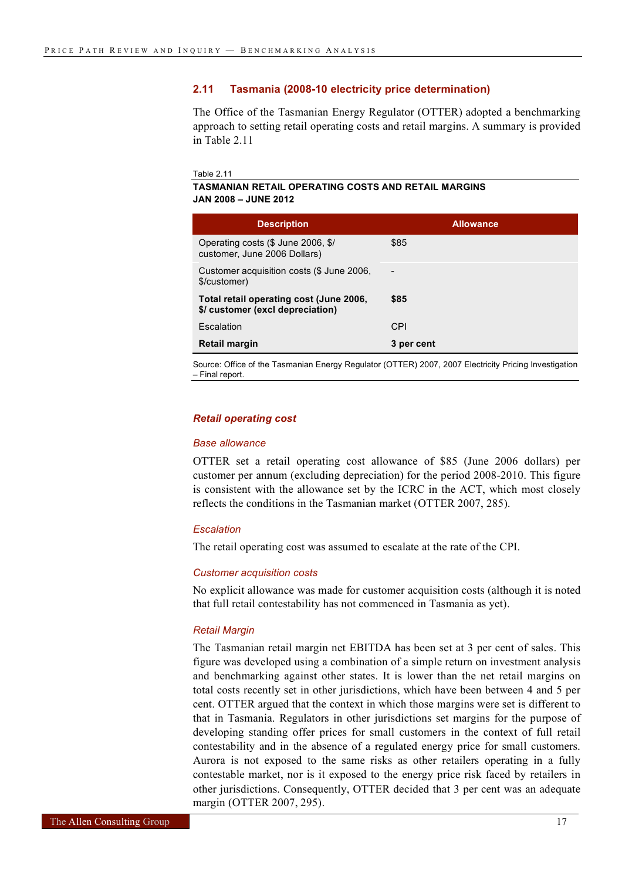## 2.11 Tasmania (2008-10 electricity price determination)

The Office of the Tasmanian Energy Regulator (OTTER) adopted a benchmarking approach to setting retail operating costs and retail margins. A summary is provided in Table 2.11

Table 2.11
**TASMANIAN RETAIL OPERATING COSTS AND RETAIL MARGINS JAN 2008 – JUNE 2012**

| Description | Allowance |
|---|---|
| Operating costs ($ June 2006, $/ customer, June 2006 Dollars) | $85 |
| Customer acquisition costs ($ June 2006, $/customer) | - |
| **Total retail operating cost (June 2006, $/ customer (excl depreciation)** | **$85** |
| Escalation | CPI |
| **Retail margin** | **3 per cent** |

Source: Office of the Tasmanian Energy Regulator (OTTER) 2007, 2007 Electricity Pricing Investigation – Final report.

### *Retail operating cost*

#### *Base allowance*

OTTER set a retail operating cost allowance of $85 (June 2006 dollars) per customer per annum (excluding depreciation) for the period 2008-2010. This figure is consistent with the allowance set by the ICRC in the ACT, which most closely reflects the conditions in the Tasmanian market (OTTER 2007, 285).

#### *Escalation*

The retail operating cost was assumed to escalate at the rate of the CPI.

#### *Customer acquisition costs*

No explicit allowance was made for customer acquisition costs (although it is noted that full retail contestability has not commenced in Tasmania as yet).

#### *Retail Margin*

The Tasmanian retail margin net EBITDA has been set at 3 per cent of sales. This figure was developed using a combination of a simple return on investment analysis and benchmarking against other states. It is lower than the net retail margins on total costs recently set in other jurisdictions, which have been between 4 and 5 per cent. OTTER argued that the context in which those margins were set is different to that in Tasmania. Regulators in other jurisdictions set margins for the purpose of developing standing offer prices for small customers in the context of full retail contestability and in the absence of a regulated energy price for small customers. Aurora is not exposed to the same risks as other retailers operating in a fully contestable market, nor is it exposed to the energy price risk faced by retailers in other jurisdictions. Consequently, OTTER decided that 3 per cent was an adequate margin (OTTER 2007, 295).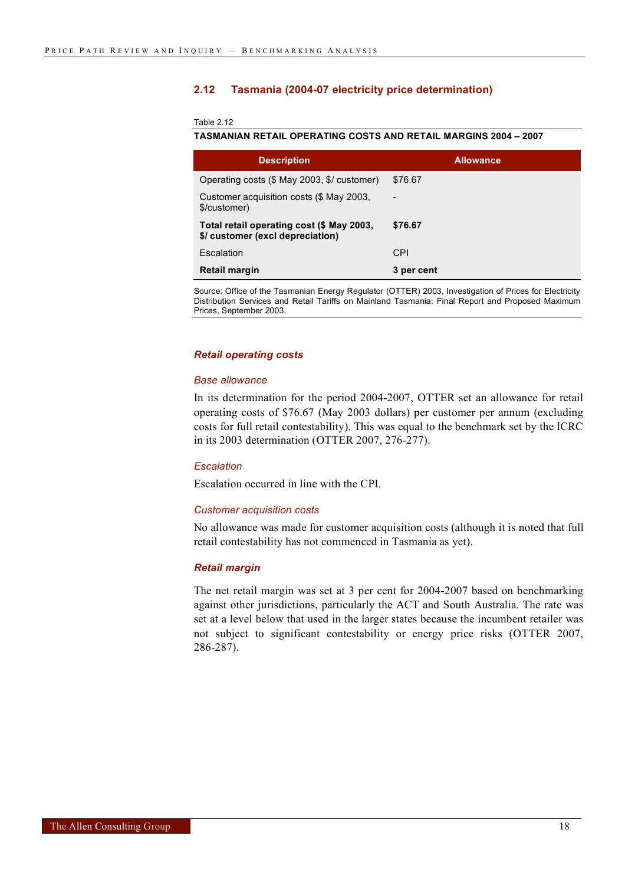## 2.12 Tasmania (2004-07 electricity price determination)

Table 2.12

**TASMANIAN RETAIL OPERATING COSTS AND RETAIL MARGINS 2004 – 2007**

| Description | Allowance |
|---|---|
| Operating costs ($ May 2003, $/ customer) | $76.67 |
| Customer acquisition costs ($ May 2003, $/customer) | - |
| **Total retail operating cost ($ May 2003, $/ customer (excl depreciation)** | **$76.67** |
| Escalation | CPI |
| **Retail margin** | **3 per cent** |

Source: Office of the Tasmanian Energy Regulator (OTTER) 2003, Investigation of Prices for Electricity Distribution Services and Retail Tariffs on Mainland Tasmania: Final Report and Proposed Maximum Prices, September 2003.

### *Retail operating costs*

#### *Base allowance*

In its determination for the period 2004-2007, OTTER set an allowance for retail operating costs of $76.67 (May 2003 dollars) per customer per annum (excluding costs for full retail contestability). This was equal to the benchmark set by the ICRC in its 2003 determination (OTTER 2007, 276-277).

#### *Escalation*

Escalation occurred in line with the CPI.

#### *Customer acquisition costs*

No allowance was made for customer acquisition costs (although it is noted that full retail contestability has not commenced in Tasmania as yet).

### *Retail margin*

The net retail margin was set at 3 per cent for 2004-2007 based on benchmarking against other jurisdictions, particularly the ACT and South Australia. The rate was set at a level below that used in the larger states because the incumbent retailer was not subject to significant contestability or energy price risks (OTTER 2007, 286-287).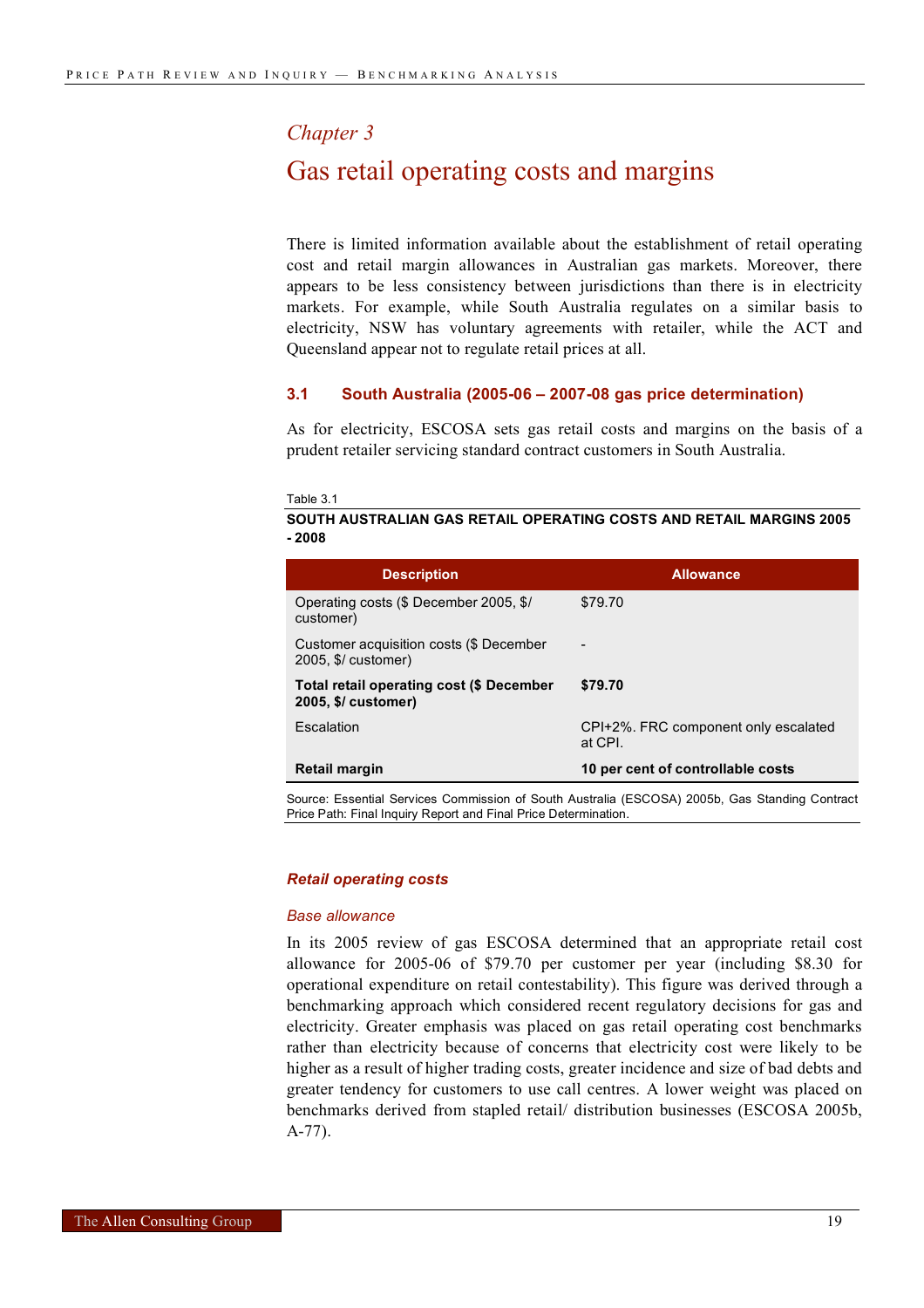*Chapter 3*

# Gas retail operating costs and margins

There is limited information available about the establishment of retail operating cost and retail margin allowances in Australian gas markets. Moreover, there appears to be less consistency between jurisdictions than there is in electricity markets. For example, while South Australia regulates on a similar basis to electricity, NSW has voluntary agreements with retailer, while the ACT and Queensland appear not to regulate retail prices at all.

## 3.1 South Australia (2005-06 – 2007-08 gas price determination)

As for electricity, ESCOSA sets gas retail costs and margins on the basis of a prudent retailer servicing standard contract customers in South Australia.

Table 3.1

**SOUTH AUSTRALIAN GAS RETAIL OPERATING COSTS AND RETAIL MARGINS 2005 - 2008**

| Description | Allowance |
|---|---|
| Operating costs ($ December 2005, $/ customer) | $79.70 |
| Customer acquisition costs ($ December 2005, $/ customer) | - |
| **Total retail operating cost ($ December 2005, $/ customer)** | **$79.70** |
| Escalation | CPI+2%. FRC component only escalated at CPI. |
| **Retail margin** | **10 per cent of controllable costs** |

Source: Essential Services Commission of South Australia (ESCOSA) 2005b, Gas Standing Contract Price Path: Final Inquiry Report and Final Price Determination.

### *Retail operating costs*

*Base allowance*

In its 2005 review of gas ESCOSA determined that an appropriate retail cost allowance for 2005-06 of $79.70 per customer per year (including $8.30 for operational expenditure on retail contestability). This figure was derived through a benchmarking approach which considered recent regulatory decisions for gas and electricity. Greater emphasis was placed on gas retail operating cost benchmarks rather than electricity because of concerns that electricity cost were likely to be higher as a result of higher trading costs, greater incidence and size of bad debts and greater tendency for customers to use call centres. A lower weight was placed on benchmarks derived from stapled retail/ distribution businesses (ESCOSA 2005b, A-77).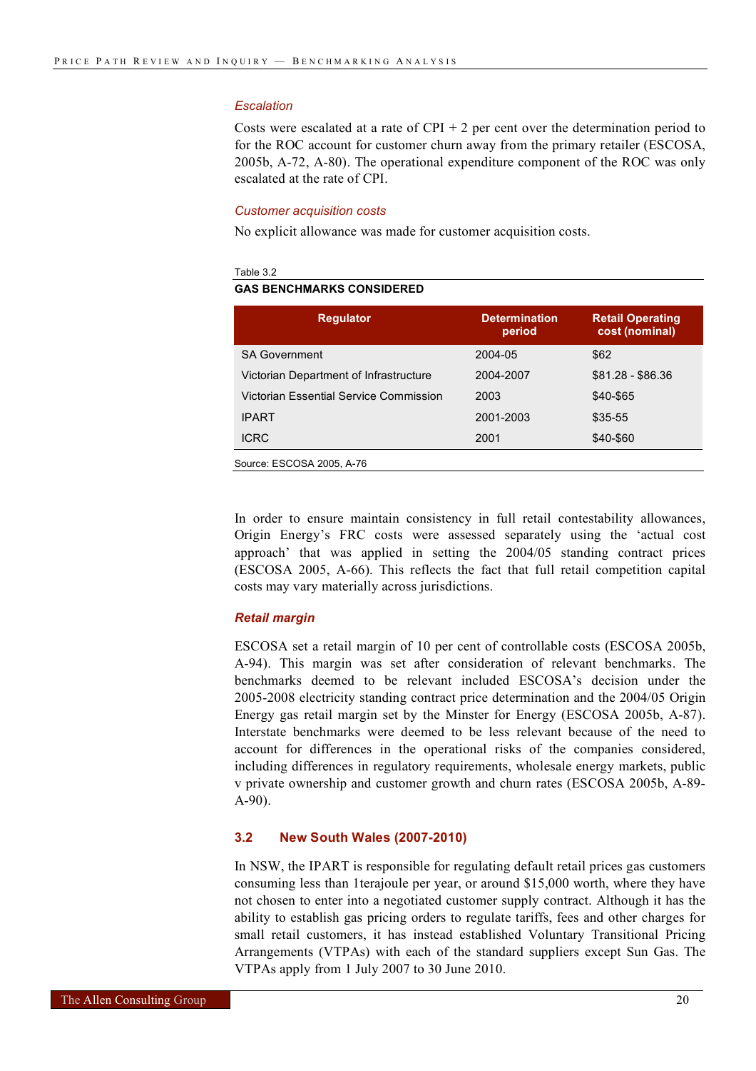*Escalation*

Costs were escalated at a rate of CPI + 2 per cent over the determination period to for the ROC account for customer churn away from the primary retailer (ESCOSA, 2005b, A-72, A-80). The operational expenditure component of the ROC was only escalated at the rate of CPI.

*Customer acquisition costs*

No explicit allowance was made for customer acquisition costs.

Table 3.2

**GAS BENCHMARKS CONSIDERED**

| Regulator | Determination period | Retail Operating cost (nominal) |
|---|---|---|
| SA Government | 2004-05 | $62 |
| Victorian Department of Infrastructure | 2004-2007 | $81.28 - $86.36 |
| Victorian Essential Service Commission | 2003 | $40-$65 |
| IPART | 2001-2003 | $35-55 |
| ICRC | 2001 | $40-$60 |

Source: ESCOSA 2005, A-76

In order to ensure maintain consistency in full retail contestability allowances, Origin Energy's FRC costs were assessed separately using the 'actual cost approach' that was applied in setting the 2004/05 standing contract prices (ESCOSA 2005, A-66). This reflects the fact that full retail competition capital costs may vary materially across jurisdictions.

***Retail margin***

ESCOSA set a retail margin of 10 per cent of controllable costs (ESCOSA 2005b, A-94). This margin was set after consideration of relevant benchmarks. The benchmarks deemed to be relevant included ESCOSA's decision under the 2005-2008 electricity standing contract price determination and the 2004/05 Origin Energy gas retail margin set by the Minster for Energy (ESCOSA 2005b, A-87). Interstate benchmarks were deemed to be less relevant because of the need to account for differences in the operational risks of the companies considered, including differences in regulatory requirements, wholesale energy markets, public v private ownership and customer growth and churn rates (ESCOSA 2005b, A-89-A-90).

## 3.2 New South Wales (2007-2010)

In NSW, the IPART is responsible for regulating default retail prices gas customers consuming less than 1terajoule per year, or around $15,000 worth, where they have not chosen to enter into a negotiated customer supply contract. Although it has the ability to establish gas pricing orders to regulate tariffs, fees and other charges for small retail customers, it has instead established Voluntary Transitional Pricing Arrangements (VTPAs) with each of the standard suppliers except Sun Gas. The VTPAs apply from 1 July 2007 to 30 June 2010.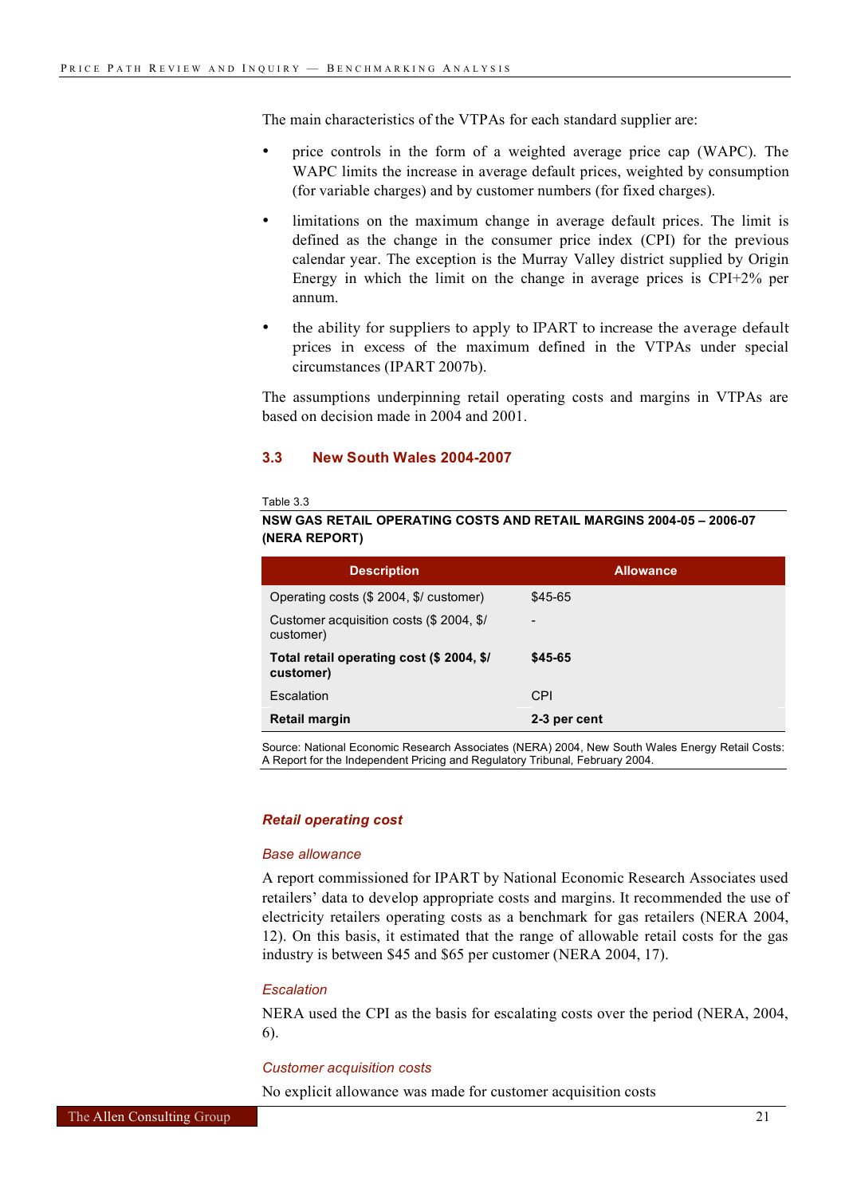The main characteristics of the VTPAs for each standard supplier are:

- price controls in the form of a weighted average price cap (WAPC). The WAPC limits the increase in average default prices, weighted by consumption (for variable charges) and by customer numbers (for fixed charges).
- limitations on the maximum change in average default prices. The limit is defined as the change in the consumer price index (CPI) for the previous calendar year. The exception is the Murray Valley district supplied by Origin Energy in which the limit on the change in average prices is CPI+2% per annum.
- the ability for suppliers to apply to IPART to increase the average default prices in excess of the maximum defined in the VTPAs under special circumstances (IPART 2007b).

The assumptions underpinning retail operating costs and margins in VTPAs are based on decision made in 2004 and 2001.

## 3.3 New South Wales 2004-2007

Table 3.3

**NSW GAS RETAIL OPERATING COSTS AND RETAIL MARGINS 2004-05 – 2006-07 (NERA REPORT)**

| Description | Allowance |
|---|---|
| Operating costs ($ 2004, $/ customer) | $45-65 |
| Customer acquisition costs ($ 2004, $/ customer) | - |
| **Total retail operating cost ($ 2004, $/ customer)** | **$45-65** |
| Escalation | CPI |
| **Retail margin** | **2-3 per cent** |

Source: National Economic Research Associates (NERA) 2004, New South Wales Energy Retail Costs: A Report for the Independent Pricing and Regulatory Tribunal, February 2004.

### *Retail operating cost*

#### *Base allowance*

A report commissioned for IPART by National Economic Research Associates used retailers' data to develop appropriate costs and margins. It recommended the use of electricity retailers operating costs as a benchmark for gas retailers (NERA 2004, 12). On this basis, it estimated that the range of allowable retail costs for the gas industry is between $45 and $65 per customer (NERA 2004, 17).

#### *Escalation*

NERA used the CPI as the basis for escalating costs over the period (NERA, 2004, 6).

#### *Customer acquisition costs*

No explicit allowance was made for customer acquisition costs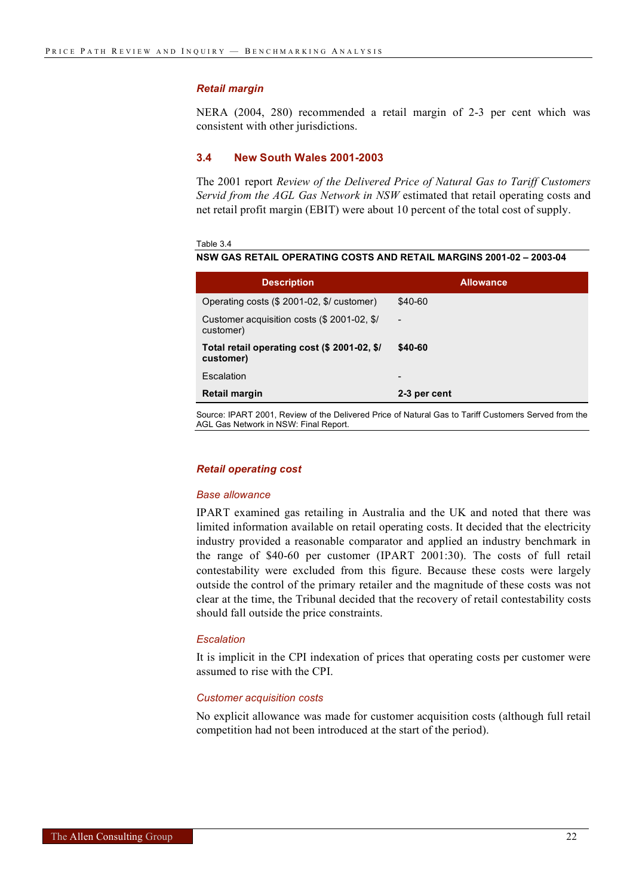### *Retail margin*

NERA (2004, 280) recommended a retail margin of 2-3 per cent which was consistent with other jurisdictions.

## 3.4 New South Wales 2001-2003

The 2001 report *Review of the Delivered Price of Natural Gas to Tariff Customers Servid from the AGL Gas Network in NSW* estimated that retail operating costs and net retail profit margin (EBIT) were about 10 percent of the total cost of supply.

Table 3.4

**NSW GAS RETAIL OPERATING COSTS AND RETAIL MARGINS 2001-02 – 2003-04**

| Description | Allowance |
|---|---|
| Operating costs ($ 2001-02, $/ customer) | $40-60 |
| Customer acquisition costs ($ 2001-02, $/ customer) | - |
| **Total retail operating cost ($ 2001-02, $/ customer)** | **$40-60** |
| Escalation | - |
| **Retail margin** | **2-3 per cent** |

Source: IPART 2001, Review of the Delivered Price of Natural Gas to Tariff Customers Served from the AGL Gas Network in NSW: Final Report.

### *Retail operating cost*

*Base allowance*

IPART examined gas retailing in Australia and the UK and noted that there was limited information available on retail operating costs. It decided that the electricity industry provided a reasonable comparator and applied an industry benchmark in the range of $40-60 per customer (IPART 2001:30). The costs of full retail contestability were excluded from this figure. Because these costs were largely outside the control of the primary retailer and the magnitude of these costs was not clear at the time, the Tribunal decided that the recovery of retail contestability costs should fall outside the price constraints.

*Escalation*

It is implicit in the CPI indexation of prices that operating costs per customer were assumed to rise with the CPI.

*Customer acquisition costs*

No explicit allowance was made for customer acquisition costs (although full retail competition had not been introduced at the start of the period).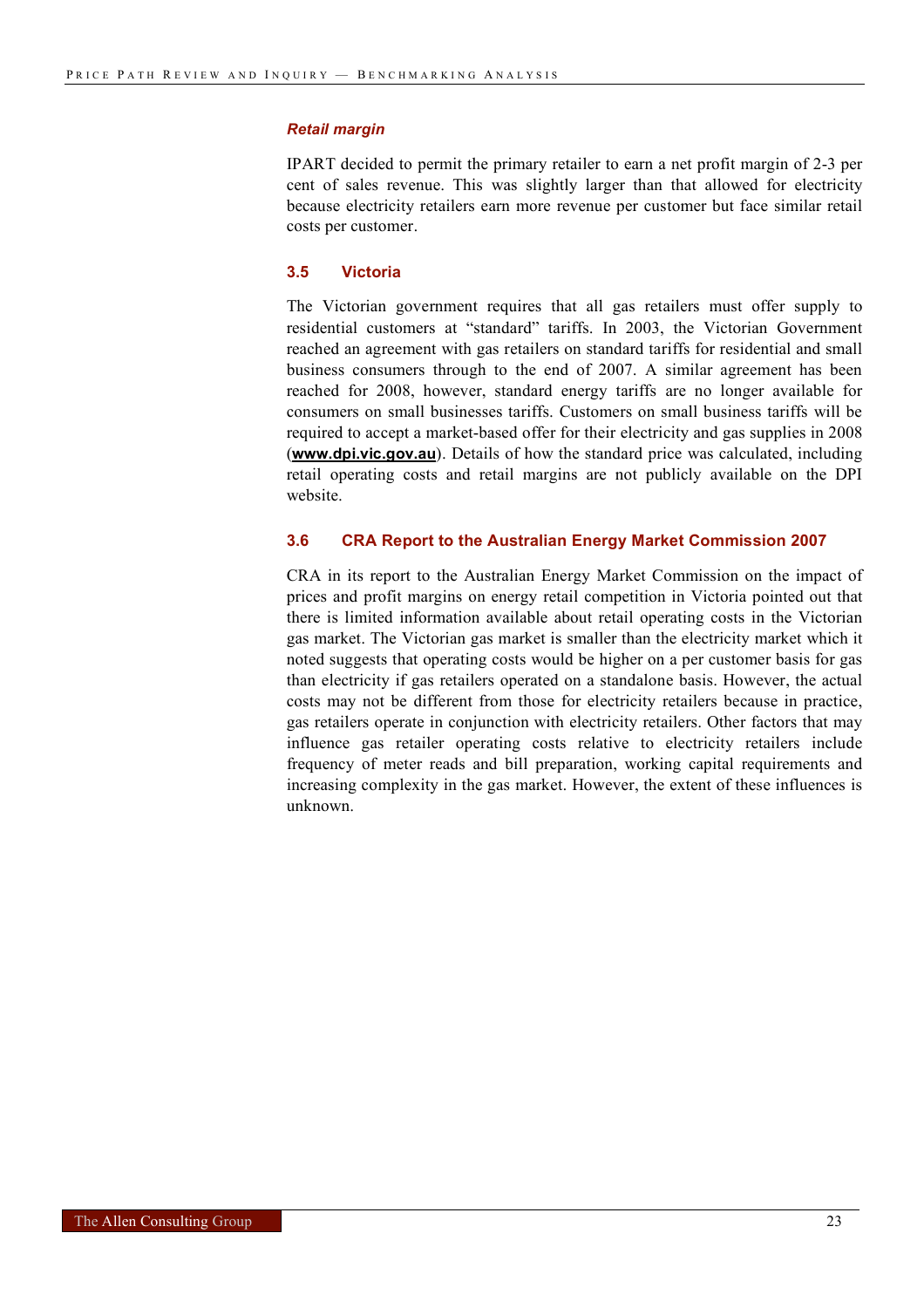#### *Retail margin*

IPART decided to permit the primary retailer to earn a net profit margin of 2-3 per cent of sales revenue. This was slightly larger than that allowed for electricity because electricity retailers earn more revenue per customer but face similar retail costs per customer.

### 3.5 Victoria

The Victorian government requires that all gas retailers must offer supply to residential customers at "standard" tariffs. In 2003, the Victorian Government reached an agreement with gas retailers on standard tariffs for residential and small business consumers through to the end of 2007. A similar agreement has been reached for 2008, however, standard energy tariffs are no longer available for consumers on small businesses tariffs. Customers on small business tariffs will be required to accept a market-based offer for their electricity and gas supplies in 2008 (**www.dpi.vic.gov.au**). Details of how the standard price was calculated, including retail operating costs and retail margins are not publicly available on the DPI website.

### 3.6 CRA Report to the Australian Energy Market Commission 2007

CRA in its report to the Australian Energy Market Commission on the impact of prices and profit margins on energy retail competition in Victoria pointed out that there is limited information available about retail operating costs in the Victorian gas market. The Victorian gas market is smaller than the electricity market which it noted suggests that operating costs would be higher on a per customer basis for gas than electricity if gas retailers operated on a standalone basis. However, the actual costs may not be different from those for electricity retailers because in practice, gas retailers operate in conjunction with electricity retailers. Other factors that may influence gas retailer operating costs relative to electricity retailers include frequency of meter reads and bill preparation, working capital requirements and increasing complexity in the gas market. However, the extent of these influences is unknown.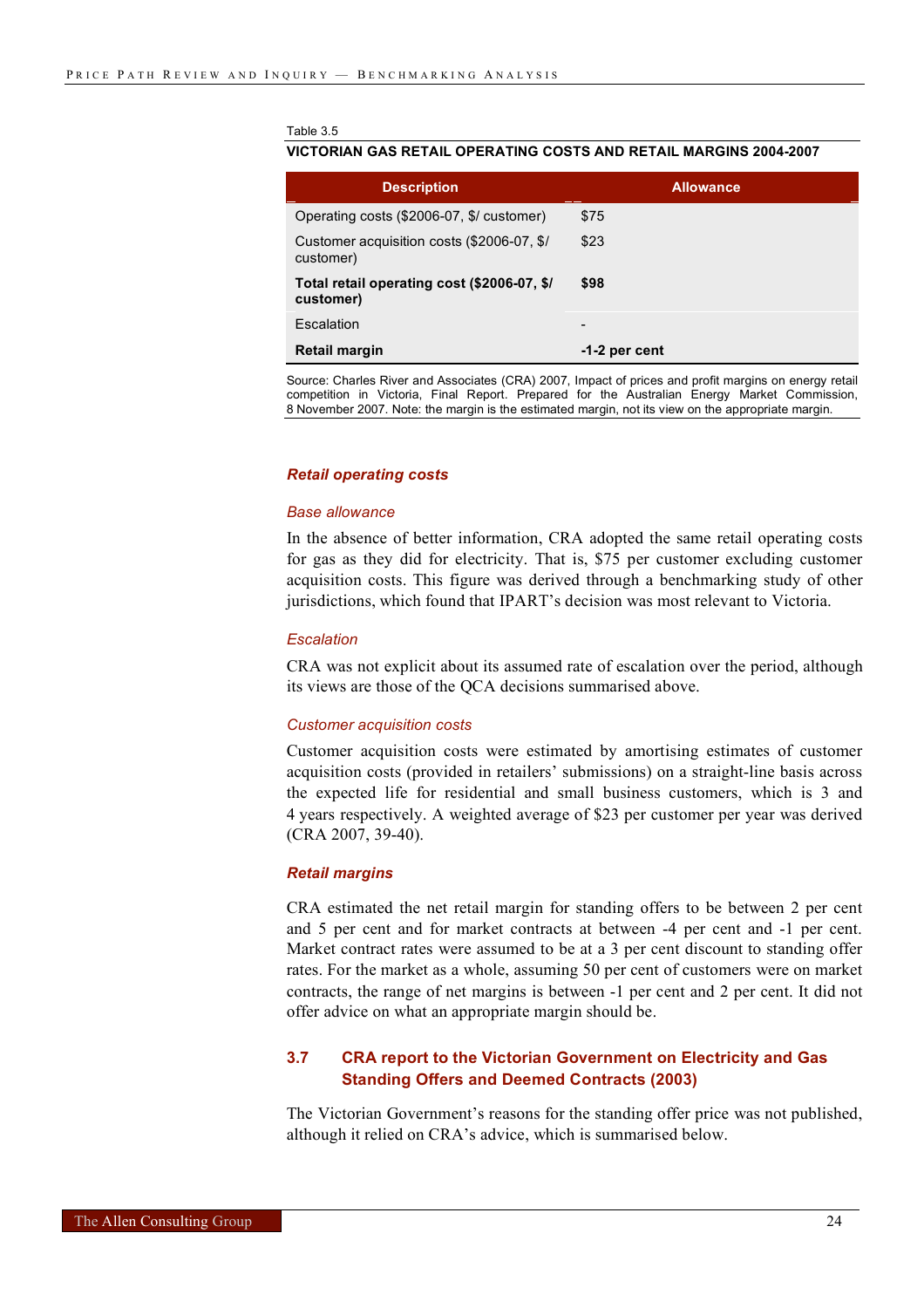Table 3.5

**VICTORIAN GAS RETAIL OPERATING COSTS AND RETAIL MARGINS 2004-2007**

| Description | Allowance |
|---|---|
| Operating costs ($2006-07, $/ customer) | $75 |
| Customer acquisition costs ($2006-07, $/ customer) | $23 |
| **Total retail operating cost ($2006-07, $/ customer)** | **$98** |
| Escalation | - |
| **Retail margin** | **-1-2 per cent** |

Source: Charles River and Associates (CRA) 2007, Impact of prices and profit margins on energy retail competition in Victoria, Final Report. Prepared for the Australian Energy Market Commission, 8 November 2007. Note: the margin is the estimated margin, not its view on the appropriate margin.

### *Retail operating costs*

#### *Base allowance*

In the absence of better information, CRA adopted the same retail operating costs for gas as they did for electricity. That is, $75 per customer excluding customer acquisition costs. This figure was derived through a benchmarking study of other jurisdictions, which found that IPART's decision was most relevant to Victoria.

#### *Escalation*

CRA was not explicit about its assumed rate of escalation over the period, although its views are those of the QCA decisions summarised above.

#### *Customer acquisition costs*

Customer acquisition costs were estimated by amortising estimates of customer acquisition costs (provided in retailers' submissions) on a straight-line basis across the expected life for residential and small business customers, which is 3 and 4 years respectively. A weighted average of $23 per customer per year was derived (CRA 2007, 39-40).

### *Retail margins*

CRA estimated the net retail margin for standing offers to be between 2 per cent and 5 per cent and for market contracts at between -4 per cent and -1 per cent. Market contract rates were assumed to be at a 3 per cent discount to standing offer rates. For the market as a whole, assuming 50 per cent of customers were on market contracts, the range of net margins is between -1 per cent and 2 per cent. It did not offer advice on what an appropriate margin should be.

## 3.7 CRA report to the Victorian Government on Electricity and Gas Standing Offers and Deemed Contracts (2003)

The Victorian Government's reasons for the standing offer price was not published, although it relied on CRA's advice, which is summarised below.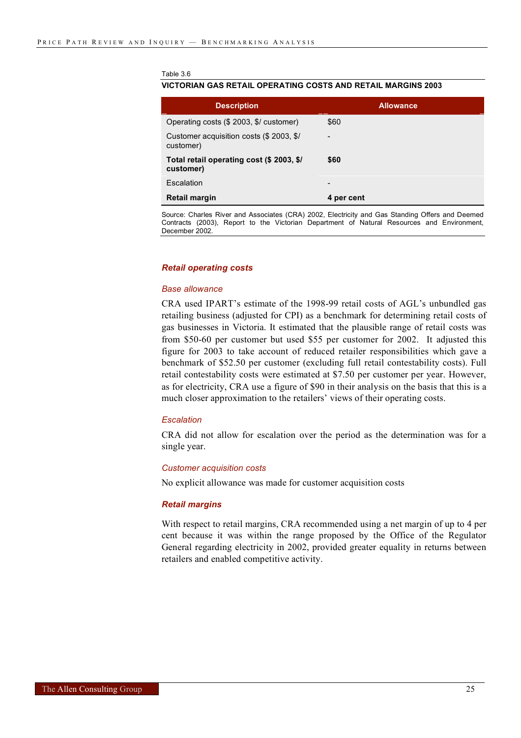Table 3.6

**VICTORIAN GAS RETAIL OPERATING COSTS AND RETAIL MARGINS 2003**

| Description | Allowance |
|---|---|
| Operating costs ($ 2003, $/ customer) | $60 |
| Customer acquisition costs ($ 2003, $/ customer) | - |
| **Total retail operating cost ($ 2003, $/ customer)** | **$60** |
| Escalation | - |
| **Retail margin** | **4 per cent** |

Source: Charles River and Associates (CRA) 2002, Electricity and Gas Standing Offers and Deemed Contracts (2003), Report to the Victorian Department of Natural Resources and Environment, December 2002.

### *Retail operating costs*

#### *Base allowance*

CRA used IPART's estimate of the 1998-99 retail costs of AGL's unbundled gas retailing business (adjusted for CPI) as a benchmark for determining retail costs of gas businesses in Victoria. It estimated that the plausible range of retail costs was from $50-60 per customer but used $55 per customer for 2002. It adjusted this figure for 2003 to take account of reduced retailer responsibilities which gave a benchmark of $52.50 per customer (excluding full retail contestability costs). Full retail contestability costs were estimated at $7.50 per customer per year. However, as for electricity, CRA use a figure of $90 in their analysis on the basis that this is a much closer approximation to the retailers' views of their operating costs.

#### *Escalation*

CRA did not allow for escalation over the period as the determination was for a single year.

#### *Customer acquisition costs*

No explicit allowance was made for customer acquisition costs

### *Retail margins*

With respect to retail margins, CRA recommended using a net margin of up to 4 per cent because it was within the range proposed by the Office of the Regulator General regarding electricity in 2002, provided greater equality in returns between retailers and enabled competitive activity.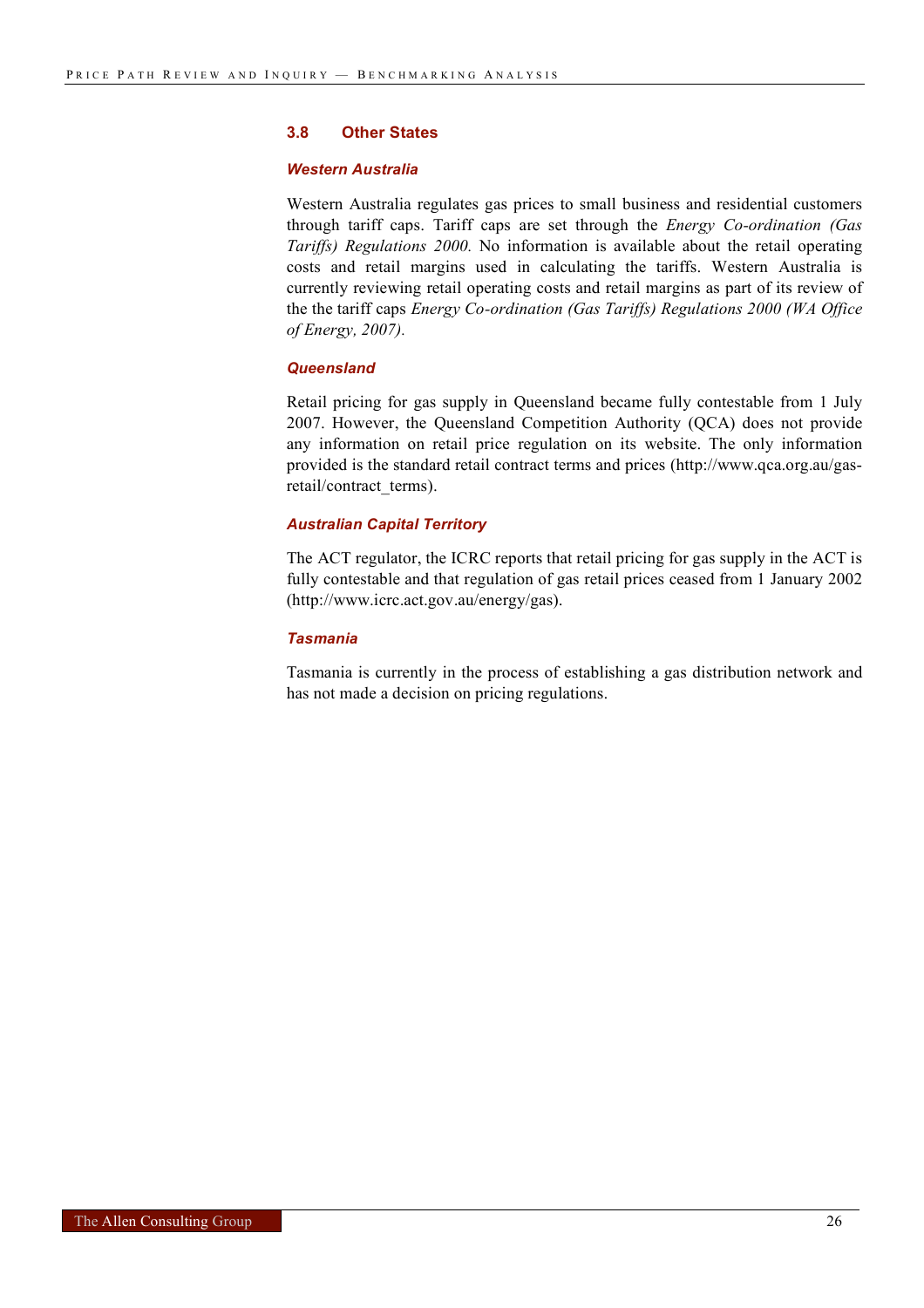## 3.8 Other States

### *Western Australia*

Western Australia regulates gas prices to small business and residential customers through tariff caps. Tariff caps are set through the *Energy Co-ordination (Gas Tariffs) Regulations 2000.* No information is available about the retail operating costs and retail margins used in calculating the tariffs. Western Australia is currently reviewing retail operating costs and retail margins as part of its review of the the tariff caps *Energy Co-ordination (Gas Tariffs) Regulations 2000 (WA Office of Energy, 2007).*

### *Queensland*

Retail pricing for gas supply in Queensland became fully contestable from 1 July 2007. However, the Queensland Competition Authority (QCA) does not provide any information on retail price regulation on its website. The only information provided is the standard retail contract terms and prices (http://www.qca.org.au/gas-retail/contract_terms).

### *Australian Capital Territory*

The ACT regulator, the ICRC reports that retail pricing for gas supply in the ACT is fully contestable and that regulation of gas retail prices ceased from 1 January 2002 (http://www.icrc.act.gov.au/energy/gas).

### *Tasmania*

Tasmania is currently in the process of establishing a gas distribution network and has not made a decision on pricing regulations.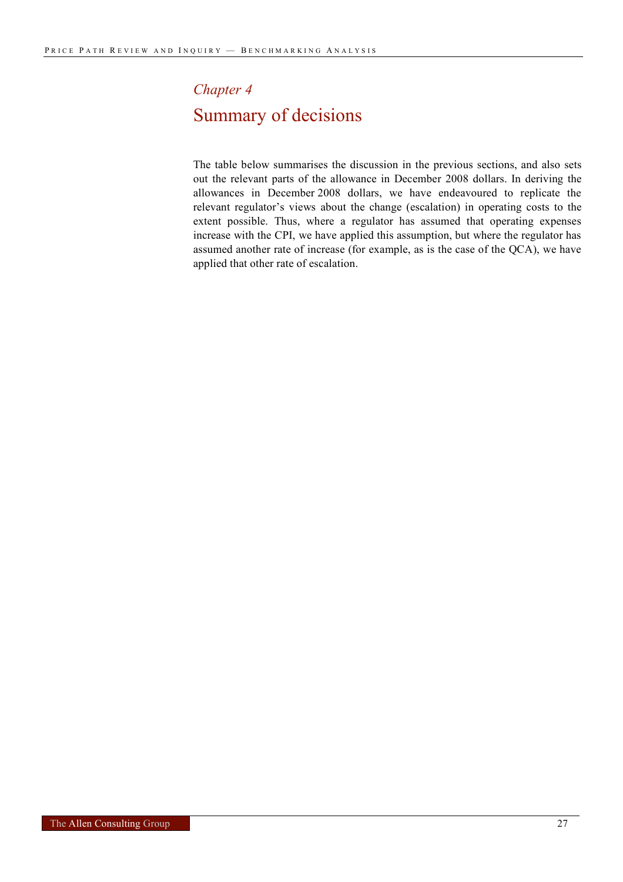*Chapter 4*

# Summary of decisions

The table below summarises the discussion in the previous sections, and also sets out the relevant parts of the allowance in December 2008 dollars. In deriving the allowances in December 2008 dollars, we have endeavoured to replicate the relevant regulator's views about the change (escalation) in operating costs to the extent possible. Thus, where a regulator has assumed that operating expenses increase with the CPI, we have applied this assumption, but where the regulator has assumed another rate of increase (for example, as is the case of the QCA), we have applied that other rate of escalation.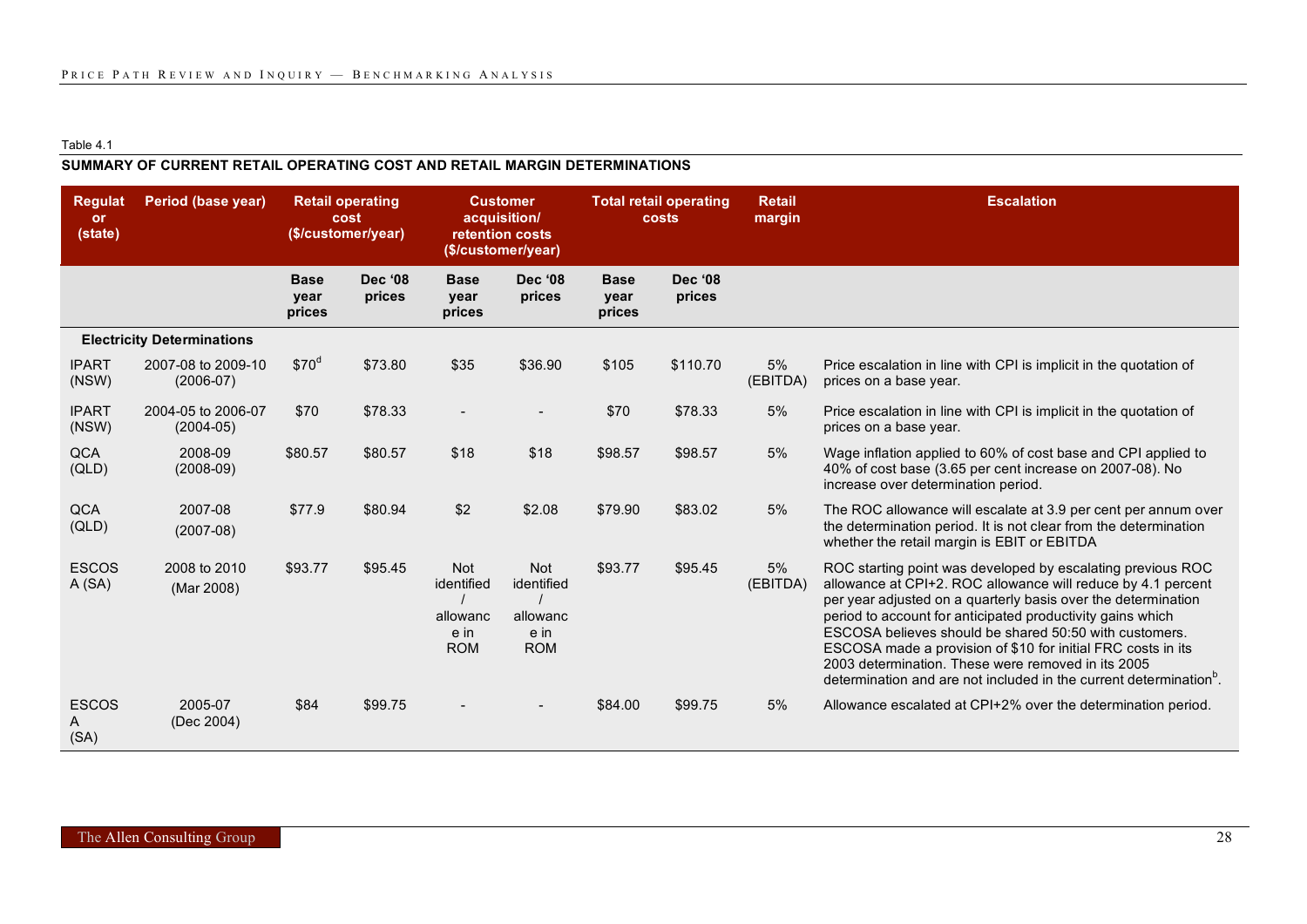Table 4.1

**SUMMARY OF CURRENT RETAIL OPERATING COST AND RETAIL MARGIN DETERMINATIONS**

| Regulator (state) | Period (base year) | Retail operating cost ($/customer/year) | | Customer acquisition/ retention costs ($/customer/year) | | Total retail operating costs | | Retail margin | Escalation |
|---|---|---|---|---|---|---|---|---|---|
| | | Base year prices | Dec '08 prices | Base year prices | Dec '08 prices | Base year prices | Dec '08 prices | | |
| **Electricity Determinations** | | | | | | | | | |
| IPART (NSW) | 2007-08 to 2009-10 (2006-07) | $70[d] | $73.80 | $35 | $36.90 | $105 | $110.70 | 5% (EBITDA) | Price escalation in line with CPI is implicit in the quotation of prices on a base year. |
| IPART (NSW) | 2004-05 to 2006-07 (2004-05) | $70 | $78.33 | - | - | $70 | $78.33 | 5% | Price escalation in line with CPI is implicit in the quotation of prices on a base year. |
| QCA (QLD) | 2008-09 (2008-09) | $80.57 | $80.57 | $18 | $18 | $98.57 | $98.57 | 5% | Wage inflation applied to 60% of cost base and CPI applied to 40% of cost base (3.65 per cent increase on 2007-08). No increase over determination period. |
| QCA (QLD) | 2007-08 (2007-08) | $77.9 | $80.94 | $2 | $2.08 | $79.90 | $83.02 | 5% | The ROC allowance will escalate at 3.9 per cent per annum over the determination period. It is not clear from the determination whether the retail margin is EBIT or EBITDA |
| ESCOSA (SA) | 2008 to 2010 (Mar 2008) | $93.77 | $95.45 | Not identified / allowance in ROM | Not identified / allowance in ROM | $93.77 | $95.45 | 5% (EBITDA) | ROC starting point was developed by escalating previous ROC allowance at CPI+2. ROC allowance will reduce by 4.1 percent per year adjusted on a quarterly basis over the determination period to account for anticipated productivity gains which ESCOSA believes should be shared 50:50 with customers. ESCOSA made a provision of $10 for initial FRC costs in its 2003 determination. These were removed in its 2005 determination and are not included in the current determination[b]. |
| ESCOSA (SA) | 2005-07 (Dec 2004) | $84 | $99.75 | - | - | $84.00 | $99.75 | 5% | Allowance escalated at CPI+2% over the determination period. |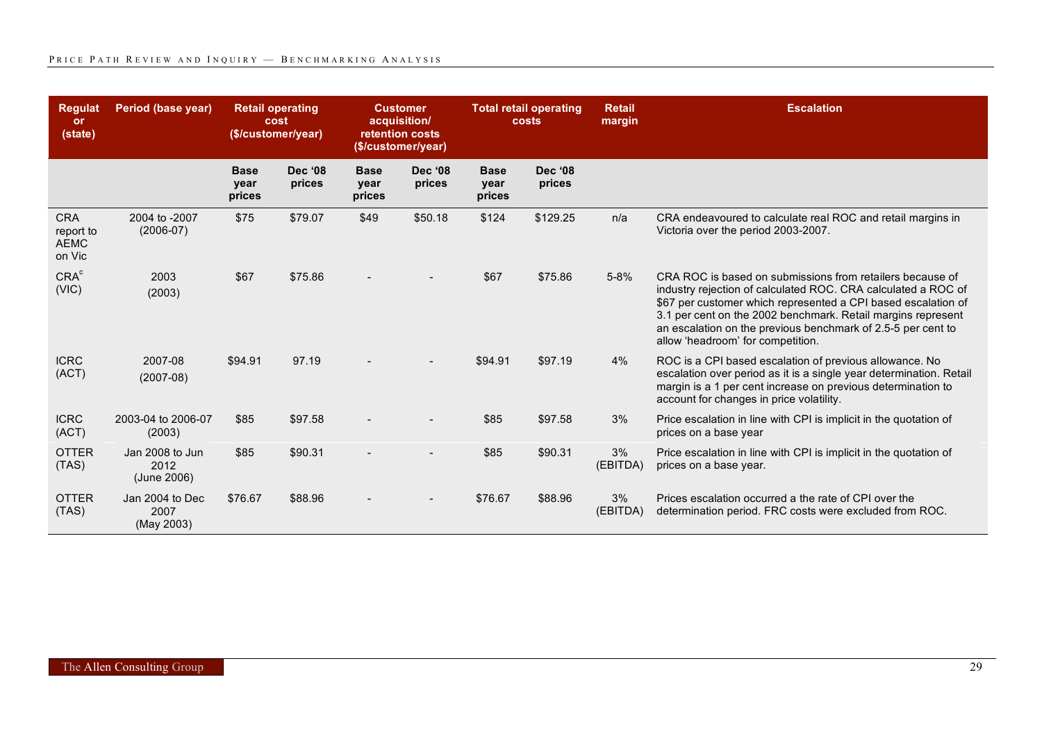| Regulator (state) | Period (base year) | Retail operating cost ($/customer/year) | | Customer acquisition/ retention costs ($/customer/year) | | Total retail operating costs | | Retail margin | Escalation |
|---|---|---|---|---|---|---|---|---|---|
| | | Base year prices | Dec '08 prices | Base year prices | Dec '08 prices | Base year prices | Dec '08 prices | | |
| CRA report to AEMC on Vic | 2004 to -2007 (2006-07) | $75 | $79.07 | $49 | $50.18 | $124 | $129.25 | n/a | CRA endeavoured to calculate real ROC and retail margins in Victoria over the period 2003-2007. |
| CRA[c] (VIC) | 2003 (2003) | $67 | $75.86 | - | - | $67 | $75.86 | 5-8% | CRA ROC is based on submissions from retailers because of industry rejection of calculated ROC. CRA calculated a ROC of $67 per customer which represented a CPI based escalation of 3.1 per cent on the 2002 benchmark. Retail margins represent an escalation on the previous benchmark of 2.5-5 per cent to allow 'headroom' for competition. |
| ICRC (ACT) | 2007-08 (2007-08) | $94.91 | 97.19 | - | - | $94.91 | $97.19 | 4% | ROC is a CPI based escalation of previous allowance. No escalation over period as it is a single year determination. Retail margin is a 1 per cent increase on previous determination to account for changes in price volatility. |
| ICRC (ACT) | 2003-04 to 2006-07 (2003) | $85 | $97.58 | - | - | $85 | $97.58 | 3% | Price escalation in line with CPI is implicit in the quotation of prices on a base year |
| OTTER (TAS) | Jan 2008 to Jun 2012 (June 2006) | $85 | $90.31 | - | - | $85 | $90.31 | 3% (EBITDA) | Price escalation in line with CPI is implicit in the quotation of prices on a base year. |
| OTTER (TAS) | Jan 2004 to Dec 2007 (May 2003) | $76.67 | $88.96 | - | - | $76.67 | $88.96 | 3% (EBITDA) | Prices escalation occurred a the rate of CPI over the determination period. FRC costs were excluded from ROC. |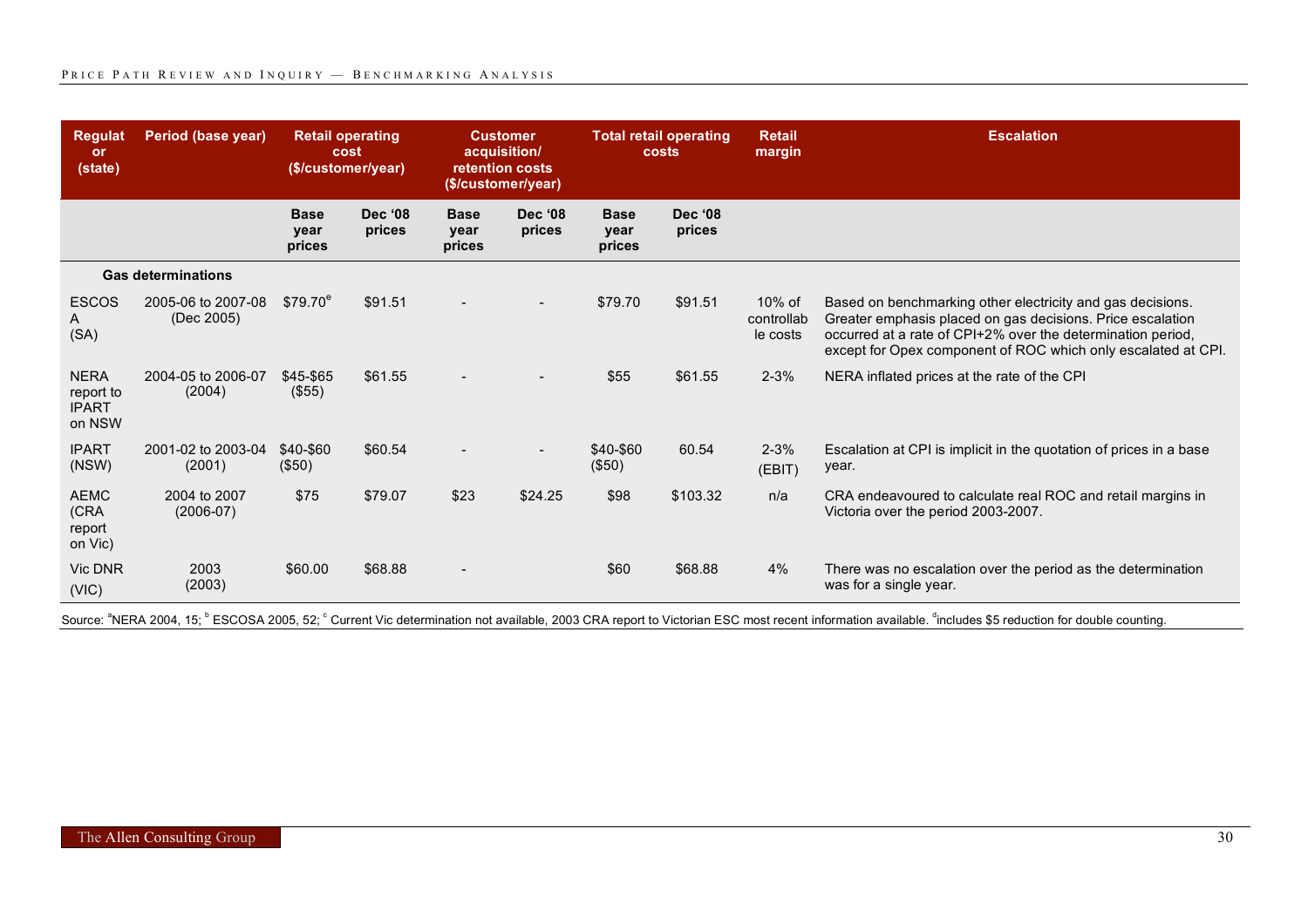| Regulator (state) | Period (base year) | Retail operating cost ($/customer/year) | | Customer acquisition/ retention costs ($/customer/year) | | Total retail operating costs | | Retail margin | Escalation |
|---|---|---|---|---|---|---|---|---|---|
| | | Base year prices | Dec '08 prices | Base year prices | Dec '08 prices | Base year prices | Dec '08 prices | | |
| **Gas determinations** | | | | | | | | | |
| ESCOSA (SA) | 2005-06 to 2007-08 (Dec 2005) | $79.70[e] | $91.51 | - | - | $79.70 | $91.51 | 10% of controllable costs | Based on benchmarking other electricity and gas decisions. Greater emphasis placed on gas decisions. Price escalation occurred at a rate of CPI+2% over the determination period, except for Opex component of ROC which only escalated at CPI. |
| NERA report to IPART on NSW | 2004-05 to 2006-07 (2004) | $45-$65 ($55) | $61.55 | - | - | $55 | $61.55 | 2-3% | NERA inflated prices at the rate of the CPI |
| IPART (NSW) | 2001-02 to 2003-04 (2001) | $40-$60 ($50) | $60.54 | - | - | $40-$60 ($50) | 60.54 | 2-3% (EBIT) | Escalation at CPI is implicit in the quotation of prices in a base year. |
| AEMC (CRA report on Vic) | 2004 to 2007 (2006-07) | $75 | $79.07 | $23 | $24.25 | $98 | $103.32 | n/a | CRA endeavoured to calculate real ROC and retail margins in Victoria over the period 2003-2007. |
| Vic DNR (VIC) | 2003 (2003) | $60.00 | $68.88 | - | | $60 | $68.88 | 4% | There was no escalation over the period as the determination was for a single year. |

Source: [a]NERA 2004, 15; [b] ESCOSA 2005, 52; [c] Current Vic determination not available, 2003 CRA report to Victorian ESC most recent information available. [d]includes $5 reduction for double counting.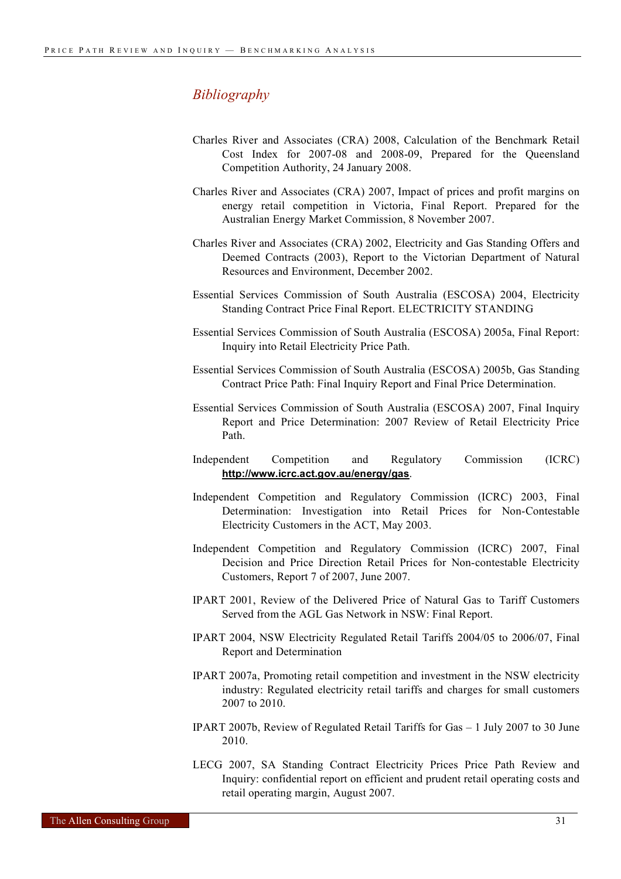## *Bibliography*

Charles River and Associates (CRA) 2008, Calculation of the Benchmark Retail Cost Index for 2007-08 and 2008-09, Prepared for the Queensland Competition Authority, 24 January 2008.

Charles River and Associates (CRA) 2007, Impact of prices and profit margins on energy retail competition in Victoria, Final Report. Prepared for the Australian Energy Market Commission, 8 November 2007.

Charles River and Associates (CRA) 2002, Electricity and Gas Standing Offers and Deemed Contracts (2003), Report to the Victorian Department of Natural Resources and Environment, December 2002.

Essential Services Commission of South Australia (ESCOSA) 2004, Electricity Standing Contract Price Final Report. ELECTRICITY STANDING

Essential Services Commission of South Australia (ESCOSA) 2005a, Final Report: Inquiry into Retail Electricity Price Path.

Essential Services Commission of South Australia (ESCOSA) 2005b, Gas Standing Contract Price Path: Final Inquiry Report and Final Price Determination.

Essential Services Commission of South Australia (ESCOSA) 2007, Final Inquiry Report and Price Determination: 2007 Review of Retail Electricity Price Path.

Independent Competition and Regulatory Commission (ICRC) **http://www.icrc.act.gov.au/energy/gas**.

Independent Competition and Regulatory Commission (ICRC) 2003, Final Determination: Investigation into Retail Prices for Non-Contestable Electricity Customers in the ACT, May 2003.

Independent Competition and Regulatory Commission (ICRC) 2007, Final Decision and Price Direction Retail Prices for Non-contestable Electricity Customers, Report 7 of 2007, June 2007.

IPART 2001, Review of the Delivered Price of Natural Gas to Tariff Customers Served from the AGL Gas Network in NSW: Final Report.

IPART 2004, NSW Electricity Regulated Retail Tariffs 2004/05 to 2006/07, Final Report and Determination

IPART 2007a, Promoting retail competition and investment in the NSW electricity industry: Regulated electricity retail tariffs and charges for small customers 2007 to 2010.

IPART 2007b, Review of Regulated Retail Tariffs for Gas – 1 July 2007 to 30 June 2010.

LECG 2007, SA Standing Contract Electricity Prices Price Path Review and Inquiry: confidential report on efficient and prudent retail operating costs and retail operating margin, August 2007.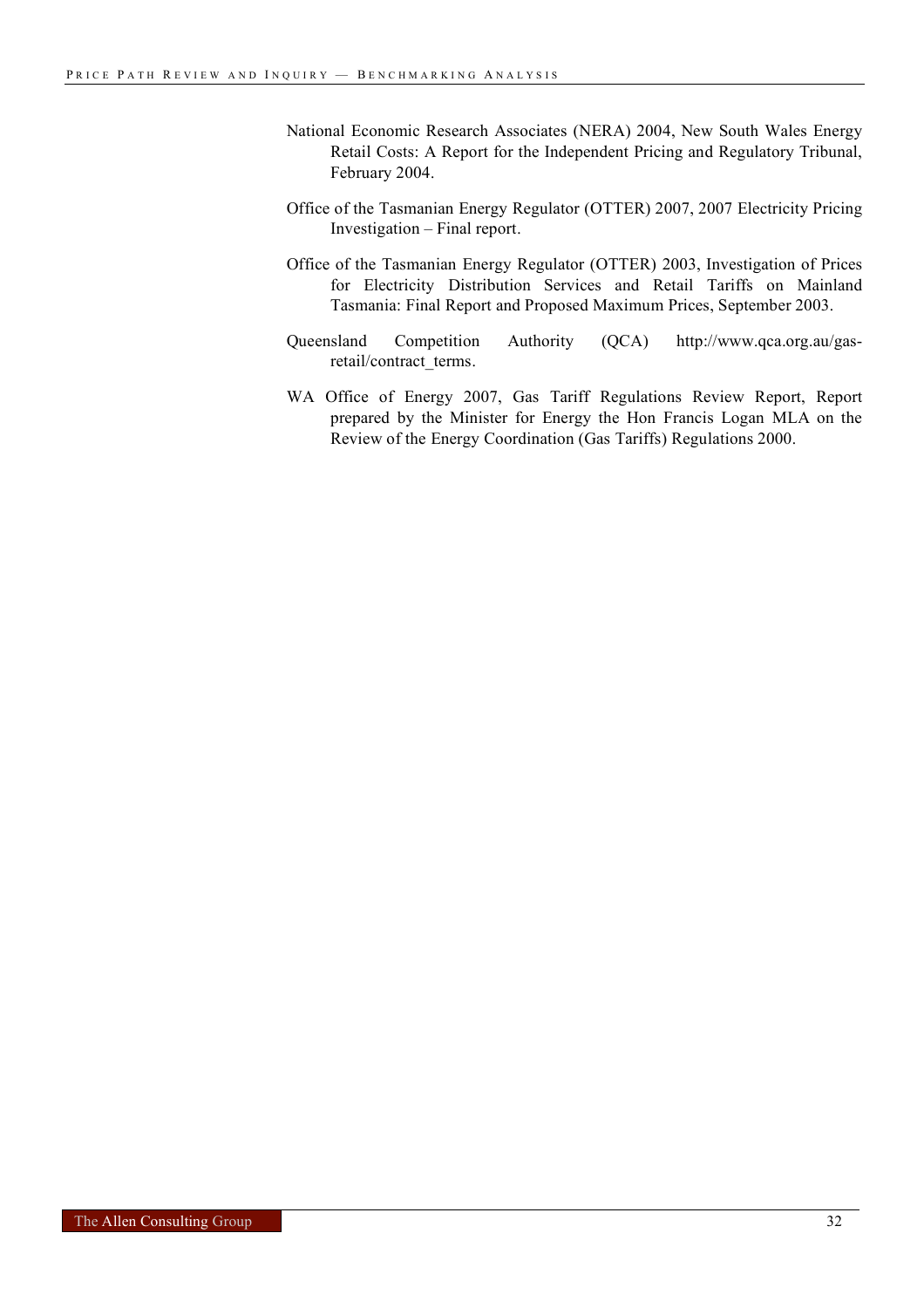National Economic Research Associates (NERA) 2004, New South Wales Energy Retail Costs: A Report for the Independent Pricing and Regulatory Tribunal, February 2004.

Office of the Tasmanian Energy Regulator (OTTER) 2007, 2007 Electricity Pricing Investigation – Final report.

Office of the Tasmanian Energy Regulator (OTTER) 2003, Investigation of Prices for Electricity Distribution Services and Retail Tariffs on Mainland Tasmania: Final Report and Proposed Maximum Prices, September 2003.

Queensland Competition Authority (QCA) http://www.qca.org.au/gas-retail/contract_terms.

WA Office of Energy 2007, Gas Tariff Regulations Review Report, Report prepared by the Minister for Energy the Hon Francis Logan MLA on the Review of the Energy Coordination (Gas Tariffs) Regulations 2000.